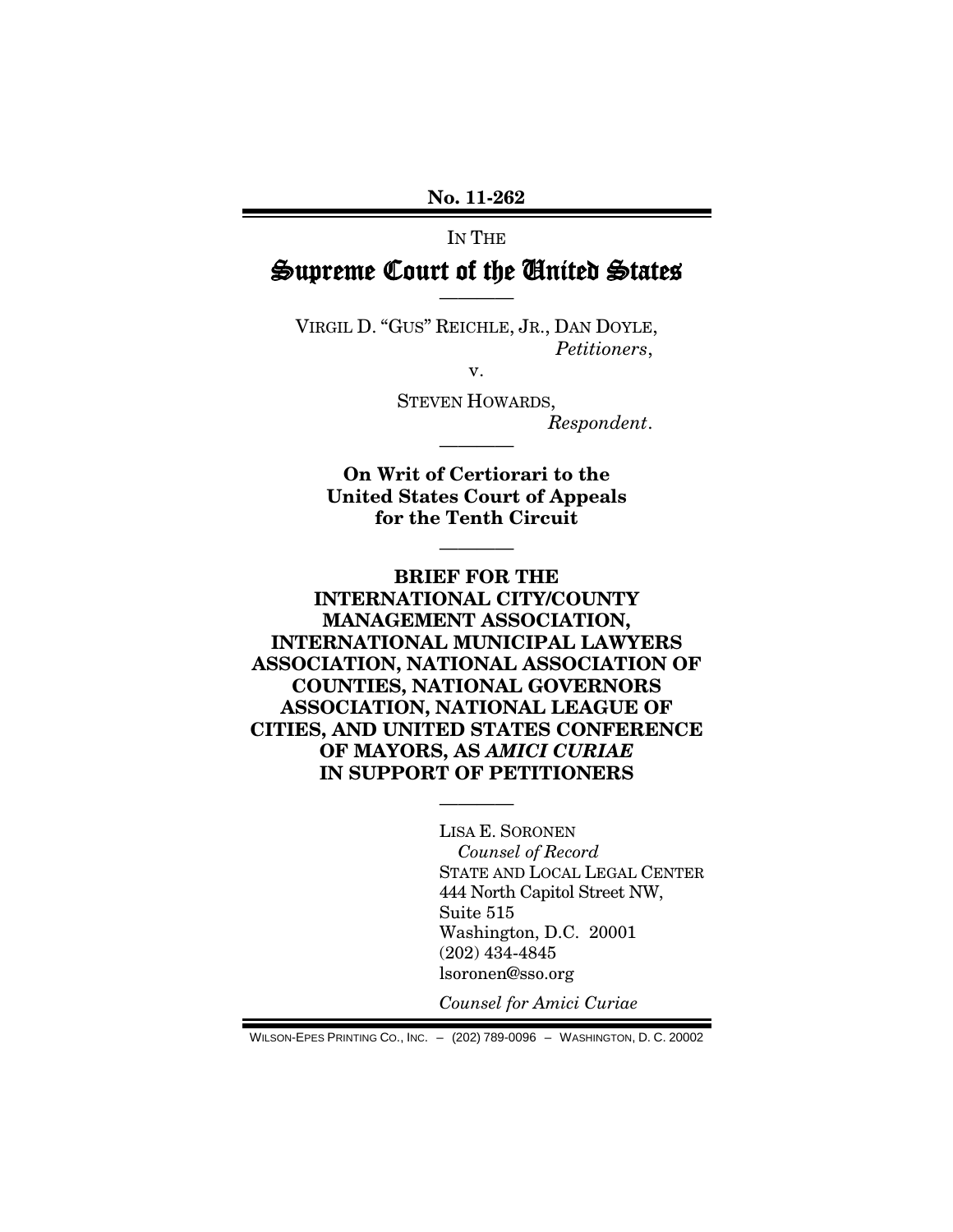No. 11-262

IN THE

# Supreme Court of the United States

————

VIRGIL D. "GUS" REICHLE, JR., DAN DOYLE,
*Petitioners*,

v.

STEVEN HOWARDS,
*Respondent*.

————

**On Writ of Certiorari to the United States Court of Appeals for the Tenth Circuit**

————

**BRIEF FOR THE INTERNATIONAL CITY/COUNTY MANAGEMENT ASSOCIATION, INTERNATIONAL MUNICIPAL LAWYERS ASSOCIATION, NATIONAL ASSOCIATION OF COUNTIES, NATIONAL GOVERNORS ASSOCIATION, NATIONAL LEAGUE OF CITIES, AND UNITED STATES CONFERENCE OF MAYORS, AS *AMICI CURIAE* IN SUPPORT OF PETITIONERS**

————

LISA E. SORONEN
*Counsel of Record*
STATE AND LOCAL LEGAL CENTER
444 North Capitol Street NW,
Suite 515
Washington, D.C. 20001
(202) 434-4845
lsoronen@sso.org

*Counsel for Amici Curiae*

WILSON-EPES PRINTING CO., INC. – (202) 789-0096 – WASHINGTON, D. C. 20002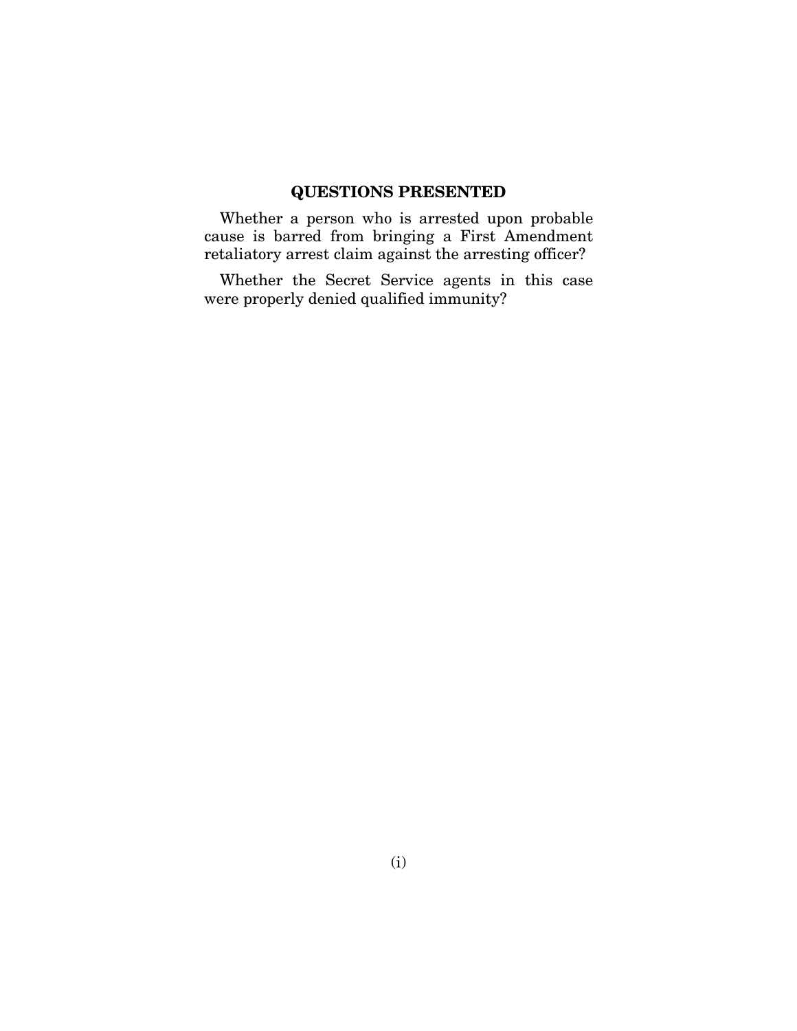## QUESTIONS PRESENTED

Whether a person who is arrested upon probable cause is barred from bringing a First Amendment retaliatory arrest claim against the arresting officer?

Whether the Secret Service agents in this case were properly denied qualified immunity?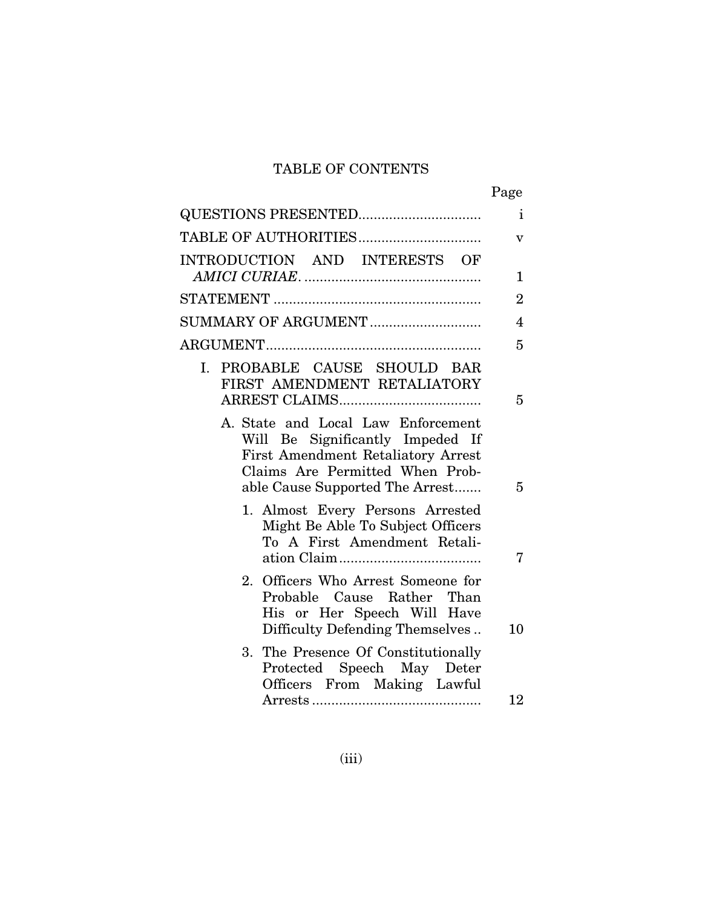# TABLE OF CONTENTS

| | Page |
|---|---|
| QUESTIONS PRESENTED | i |
| TABLE OF AUTHORITIES | v |
| INTRODUCTION AND INTERESTS OF *AMICI CURIAE* | 1 |
| STATEMENT | 2 |
| SUMMARY OF ARGUMENT | 4 |
| ARGUMENT | 5 |
| I. PROBABLE CAUSE SHOULD BAR FIRST AMENDMENT RETALIATORY ARREST CLAIMS | 5 |
| A. State and Local Law Enforcement Will Be Significantly Impeded If First Amendment Retaliatory Arrest Claims Are Permitted When Probable Cause Supported The Arrest | 5 |
| 1. Almost Every Persons Arrested Might Be Able To Subject Officers To A First Amendment Retaliation Claim | 7 |
| 2. Officers Who Arrest Someone for Probable Cause Rather Than His or Her Speech Will Have Difficulty Defending Themselves | 10 |
| 3. The Presence Of Constitutionally Protected Speech May Deter Officers From Making Lawful Arrests | 12 |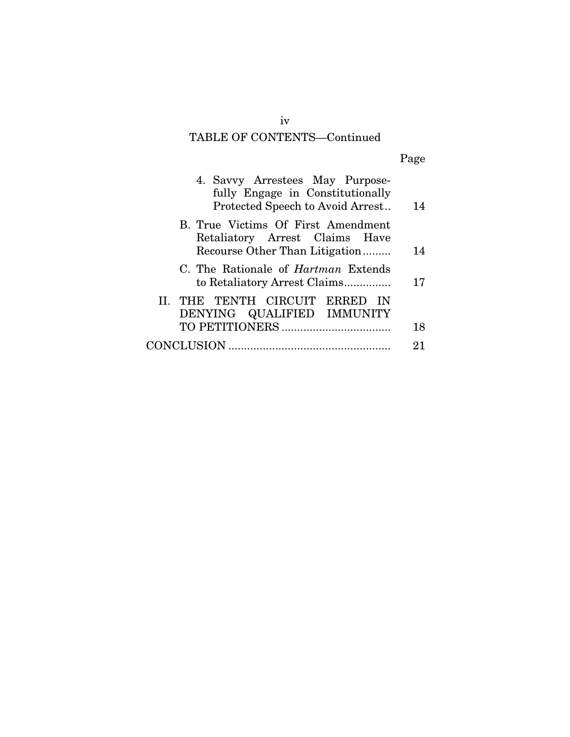TABLE OF CONTENTS—Continued

| | Page |
|---|---|
| 4. Savvy Arrestees May Purposefully Engage in Constitutionally Protected Speech to Avoid Arrest.. | 14 |
| B. True Victims Of First Amendment Retaliatory Arrest Claims Have Recourse Other Than Litigation......... | 14 |
| C. The Rationale of *Hartman* Extends to Retaliatory Arrest Claims............... | 17 |
| II. THE TENTH CIRCUIT ERRED IN DENYING QUALIFIED IMMUNITY TO PETITIONERS ................................... | 18 |
| CONCLUSION .................................................... | 21 |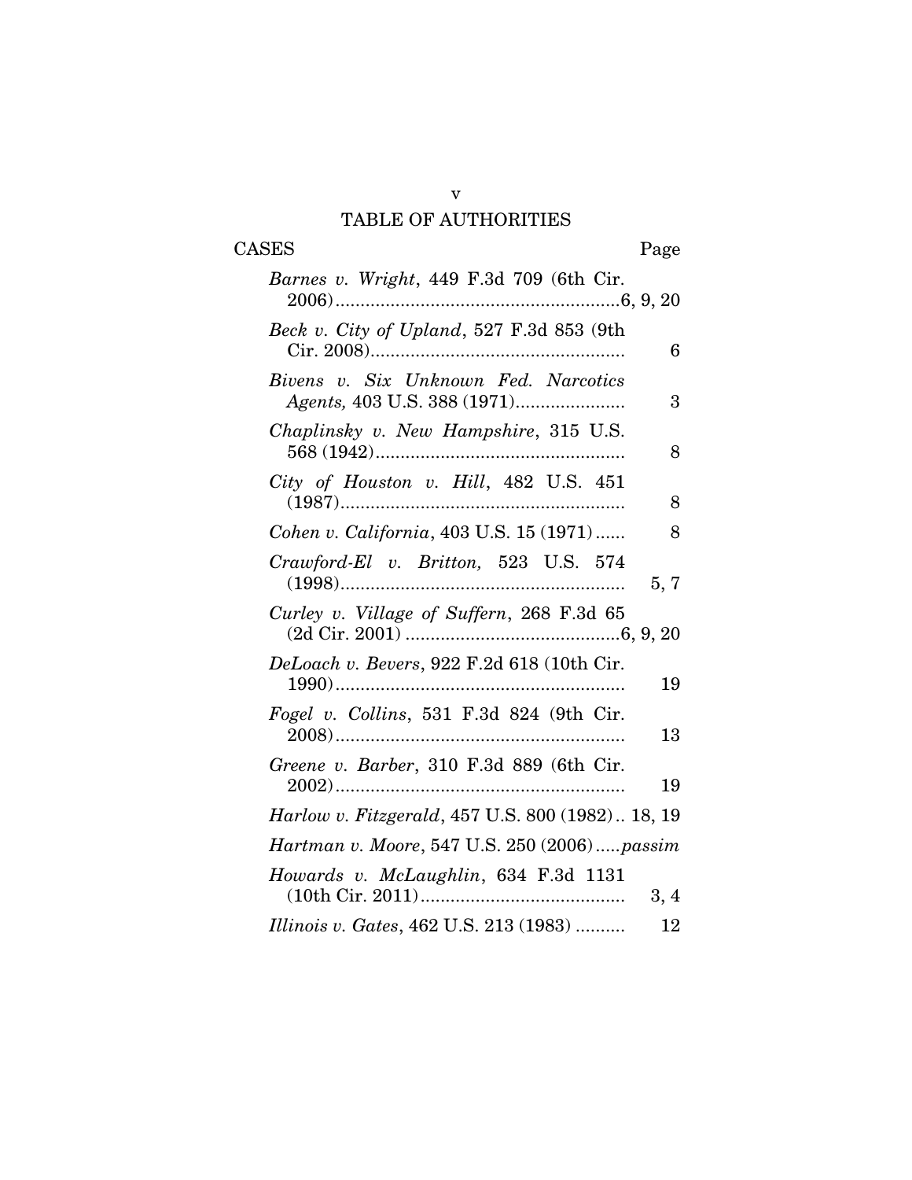# TABLE OF AUTHORITIES

| CASES | Page |
|---|---|
| *Barnes v. Wright*, 449 F.3d 709 (6th Cir. 2006) | 6, 9, 20 |
| *Beck v. City of Upland*, 527 F.3d 853 (9th Cir. 2008) | 6 |
| *Bivens v. Six Unknown Fed. Narcotics Agents,* 403 U.S. 388 (1971) | 3 |
| *Chaplinsky v. New Hampshire*, 315 U.S. 568 (1942) | 8 |
| *City of Houston v. Hill*, 482 U.S. 451 (1987) | 8 |
| *Cohen v. California*, 403 U.S. 15 (1971) | 8 |
| *Crawford-El v. Britton,* 523 U.S. 574 (1998) | 5, 7 |
| *Curley v. Village of Suffern*, 268 F.3d 65 (2d Cir. 2001) | 6, 9, 20 |
| *DeLoach v. Bevers*, 922 F.2d 618 (10th Cir. 1990) | 19 |
| *Fogel v. Collins*, 531 F.3d 824 (9th Cir. 2008) | 13 |
| *Greene v. Barber*, 310 F.3d 889 (6th Cir. 2002) | 19 |
| *Harlow v. Fitzgerald*, 457 U.S. 800 (1982) | 18, 19 |
| *Hartman v. Moore*, 547 U.S. 250 (2006) | *passim* |
| *Howards v. McLaughlin*, 634 F.3d 1131 (10th Cir. 2011) | 3, 4 |
| *Illinois v. Gates*, 462 U.S. 213 (1983) | 12 |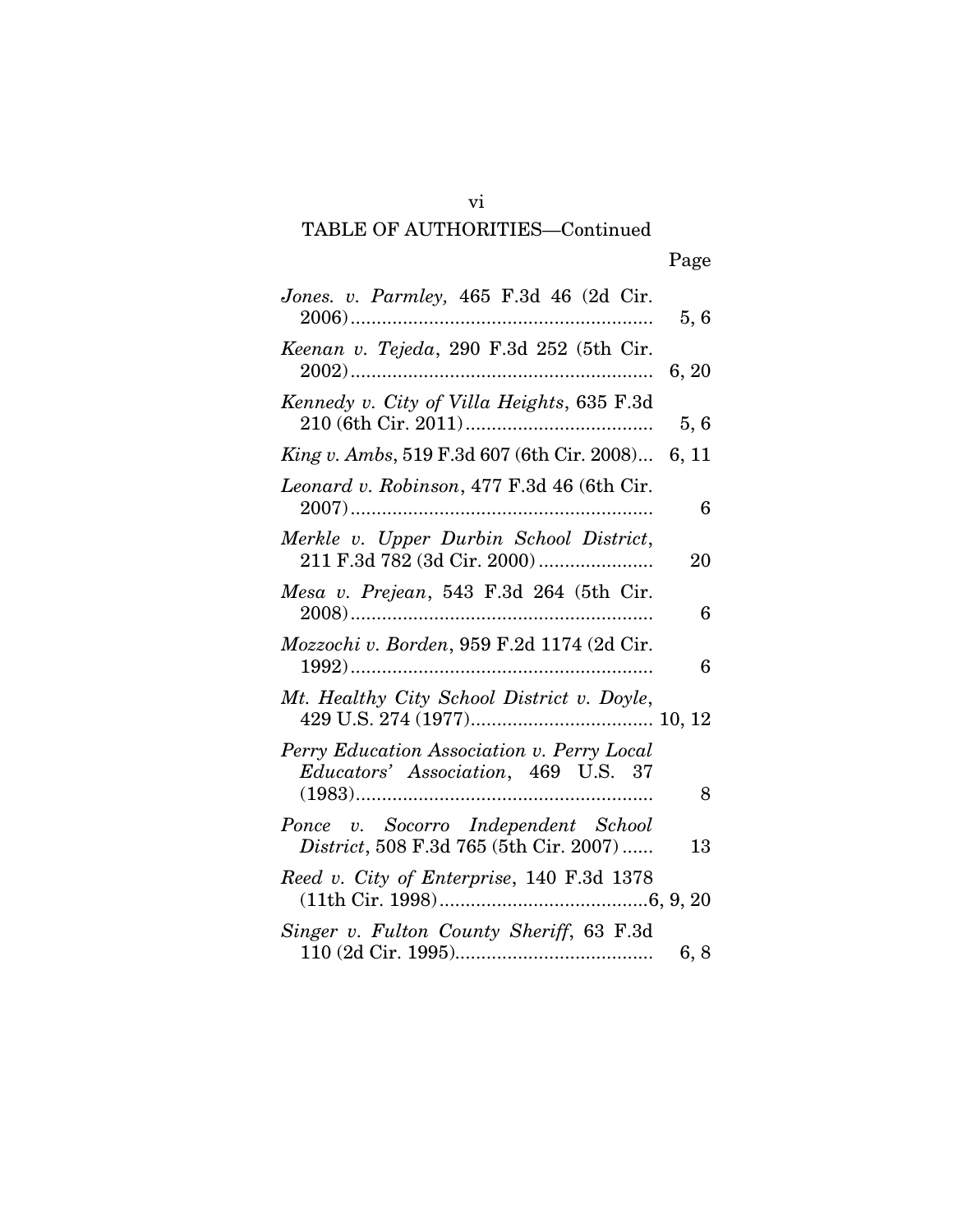# TABLE OF AUTHORITIES—Continued

| | Page |
|---|---|
| *Jones. v. Parmley,* 465 F.3d 46 (2d Cir. 2006) | 5, 6 |
| *Keenan v. Tejeda*, 290 F.3d 252 (5th Cir. 2002) | 6, 20 |
| *Kennedy v. City of Villa Heights*, 635 F.3d 210 (6th Cir. 2011) | 5, 6 |
| *King v. Ambs*, 519 F.3d 607 (6th Cir. 2008) | 6, 11 |
| *Leonard v. Robinson*, 477 F.3d 46 (6th Cir. 2007) | 6 |
| *Merkle v. Upper Durbin School District*, 211 F.3d 782 (3d Cir. 2000) | 20 |
| *Mesa v. Prejean*, 543 F.3d 264 (5th Cir. 2008) | 6 |
| *Mozzochi v. Borden*, 959 F.2d 1174 (2d Cir. 1992) | 6 |
| *Mt. Healthy City School District v. Doyle*, 429 U.S. 274 (1977) | 10, 12 |
| *Perry Education Association v. Perry Local Educators' Association*, 469 U.S. 37 (1983) | 8 |
| *Ponce v. Socorro Independent School District*, 508 F.3d 765 (5th Cir. 2007) | 13 |
| *Reed v. City of Enterprise*, 140 F.3d 1378 (11th Cir. 1998) | 6, 9, 20 |
| *Singer v. Fulton County Sheriff*, 63 F.3d 110 (2d Cir. 1995) | 6, 8 |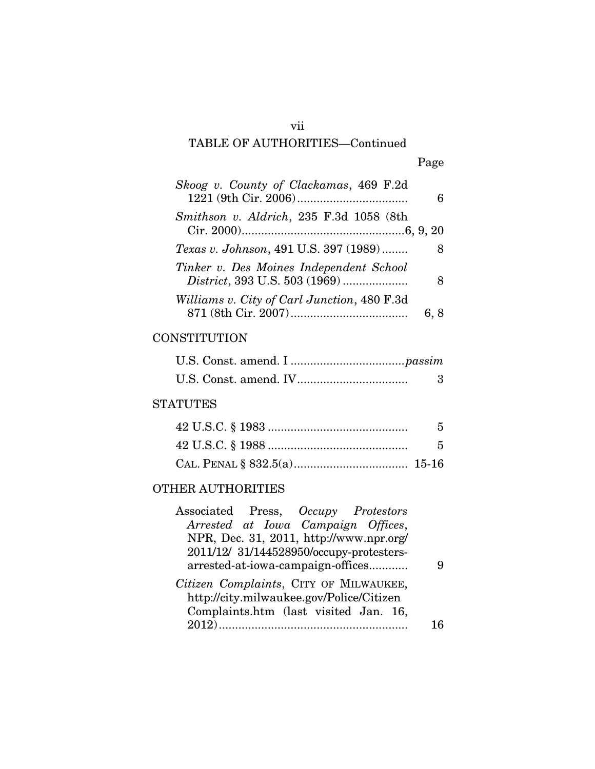## TABLE OF AUTHORITIES—Continued

| | Page |
|---|---|
| *Skoog v. County of Clackamas*, 469 F.2d 1221 (9th Cir. 2006) | 6 |
| *Smithson v. Aldrich*, 235 F.3d 1058 (8th Cir. 2000) | 6, 9, 20 |
| *Texas v. Johnson*, 491 U.S. 397 (1989) | 8 |
| *Tinker v. Des Moines Independent School District*, 393 U.S. 503 (1969) | 8 |
| *Williams v. City of Carl Junction*, 480 F.3d 871 (8th Cir. 2007) | 6, 8 |

### CONSTITUTION

| | |
|---|---|
| U.S. Const. amend. I | *passim* |
| U.S. Const. amend. IV | 3 |

### STATUTES

| | |
|---|---|
| 42 U.S.C. § 1983 | 5 |
| 42 U.S.C. § 1988 | 5 |
| CAL. PENAL § 832.5(a) | 15-16 |

### OTHER AUTHORITIES

| | |
|---|---|
| Associated Press, *Occupy Protestors Arrested at Iowa Campaign Offices*, NPR, Dec. 31, 2011, http://www.npr.org/2011/12/ 31/144528950/occupy-protesters-arrested-at-iowa-campaign-offices | 9 |
| *Citizen Complaints*, CITY OF MILWAUKEE, http://city.milwaukee.gov/Police/Citizen Complaints.htm (last visited Jan. 16, 2012) | 16 |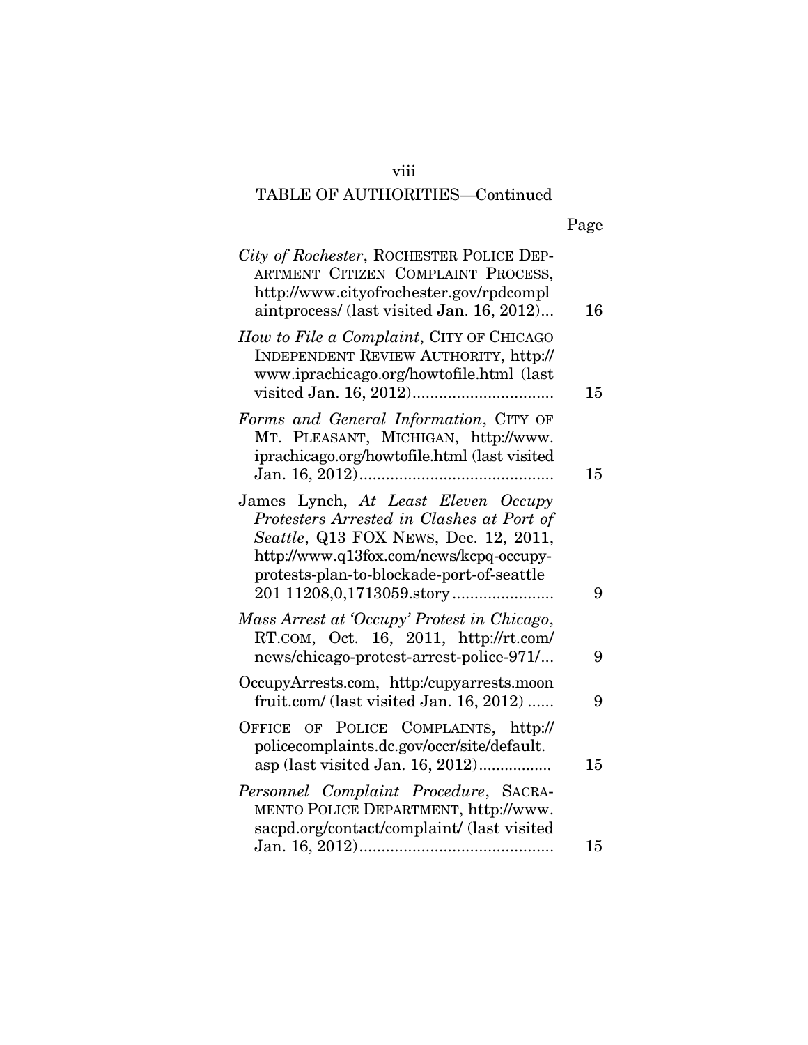TABLE OF AUTHORITIES—Continued

| | Page |
|---|---|
| *City of Rochester*, ROCHESTER POLICE DEPARTMENT CITIZEN COMPLAINT PROCESS, http://www.cityofrochester.gov/rpdcomplaintprocess/ (last visited Jan. 16, 2012)... | 16 |
| *How to File a Complaint*, CITY OF CHICAGO INDEPENDENT REVIEW AUTHORITY, http://www.iprachicago.org/howtofile.html (last visited Jan. 16, 2012)................................ | 15 |
| *Forms and General Information*, CITY OF MT. PLEASANT, MICHIGAN, http://www.iprachicago.org/howtofile.html (last visited Jan. 16, 2012)............................................ | 15 |
| James Lynch, *At Least Eleven Occupy Protesters Arrested in Clashes at Port of Seattle*, Q13 FOX NEWS, Dec. 12, 2011, http://www.q13fox.com/news/kcpq-occupy-protests-plan-to-blockade-port-of-seattle 201 11208,0,1713059.story ....................... | 9 |
| *Mass Arrest at 'Occupy' Protest in Chicago*, RT.COM, Oct. 16, 2011, http://rt.com/news/chicago-protest-arrest-police-971/... | 9 |
| OccupyArrests.com, http:/cupyarrests.moonfruit.com/ (last visited Jan. 16, 2012) ...... | 9 |
| OFFICE OF POLICE COMPLAINTS, http://policecomplaints.dc.gov/occr/site/default.asp (last visited Jan. 16, 2012)................. | 15 |
| *Personnel Complaint Procedure*, SACRAMENTO POLICE DEPARTMENT, http://www.sacpd.org/contact/complaint/ (last visited Jan. 16, 2012)............................................ | 15 |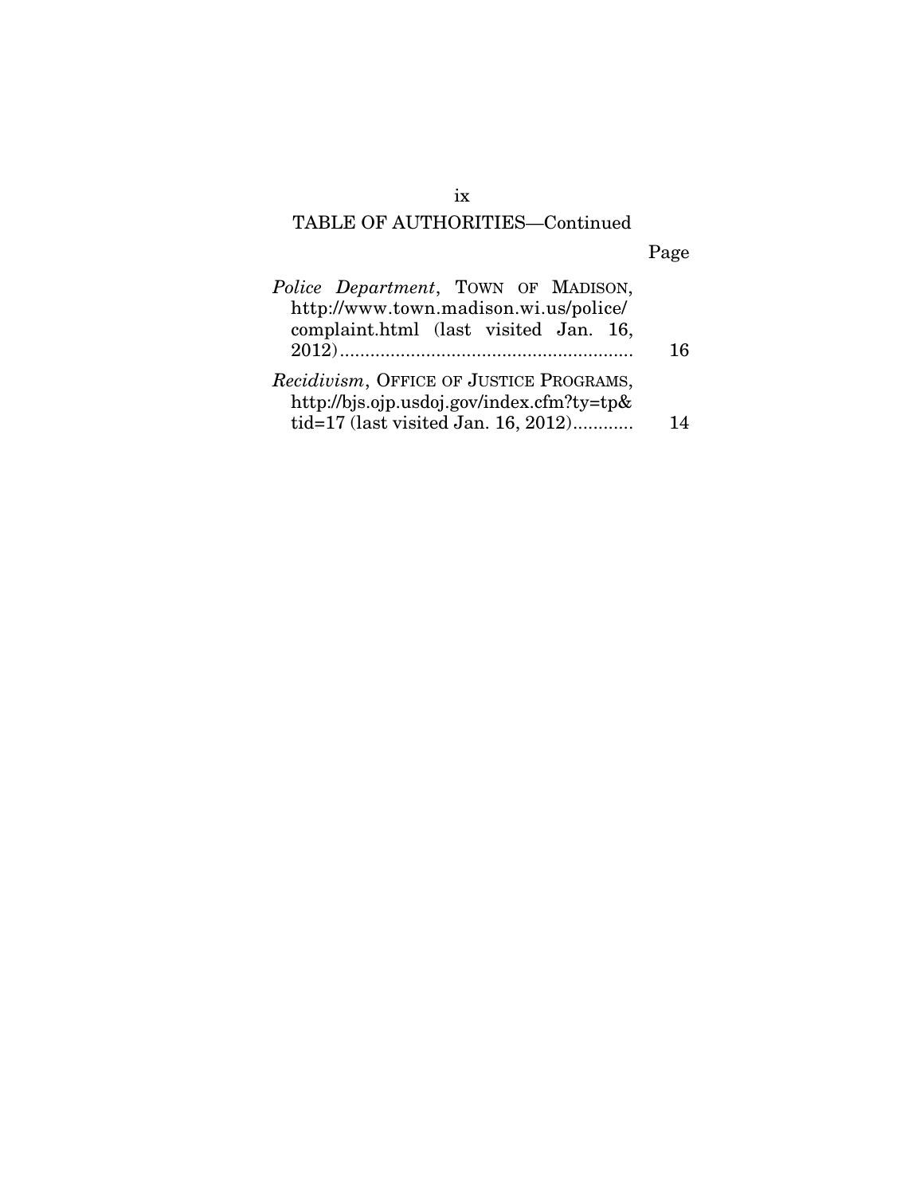TABLE OF AUTHORITIES—Continued

| | Page |
|---|---|
| *Police Department*, TOWN OF MADISON, http://www.town.madison.wi.us/police/complaint.html (last visited Jan. 16, 2012) | 16 |
| *Recidivism*, OFFICE OF JUSTICE PROGRAMS, http://bjs.ojp.usdoj.gov/index.cfm?ty=tp&tid=17 (last visited Jan. 16, 2012) | 14 |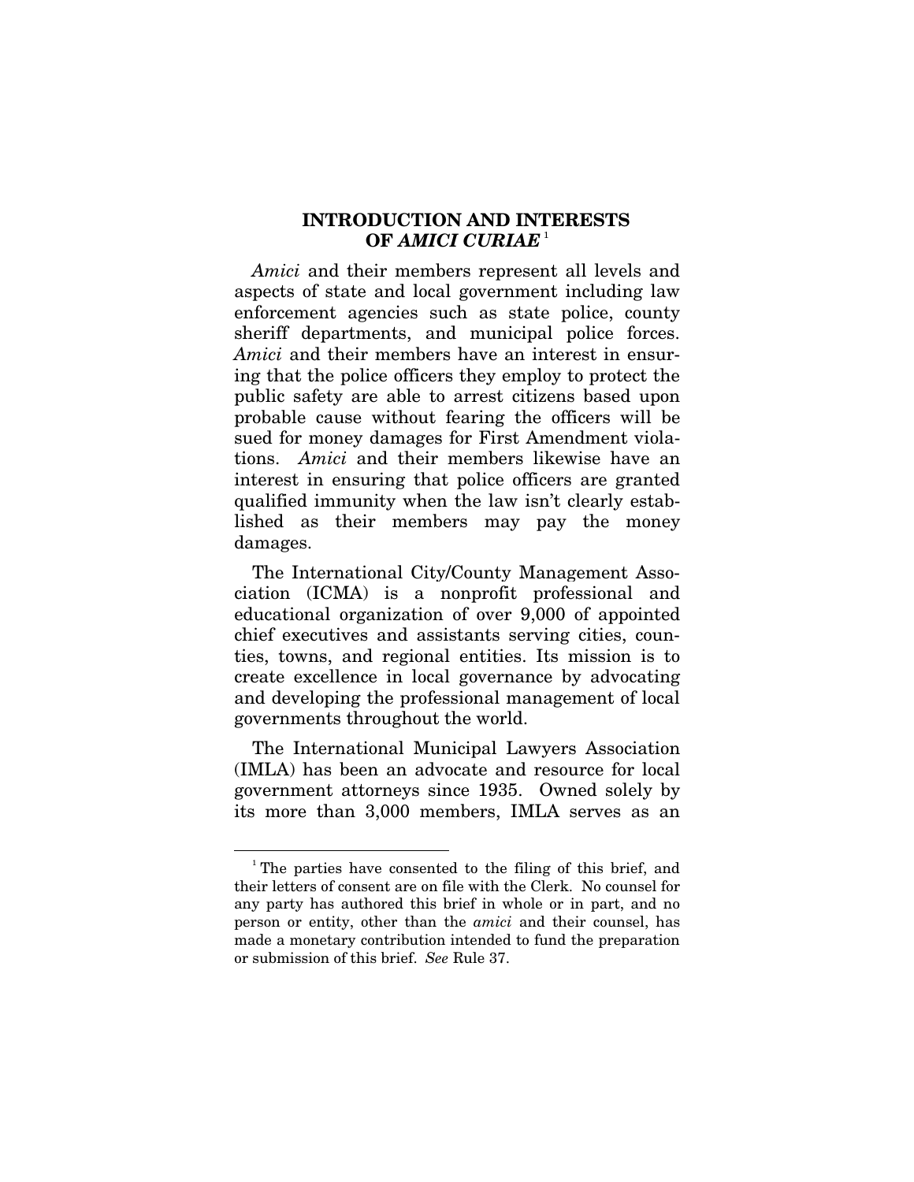## INTRODUCTION AND INTERESTS OF *AMICI CURIAE* [1]

*Amici* and their members represent all levels and aspects of state and local government including law enforcement agencies such as state police, county sheriff departments, and municipal police forces. *Amici* and their members have an interest in ensuring that the police officers they employ to protect the public safety are able to arrest citizens based upon probable cause without fearing the officers will be sued for money damages for First Amendment violations. *Amici* and their members likewise have an interest in ensuring that police officers are granted qualified immunity when the law isn't clearly established as their members may pay the money damages.

The International City/County Management Association (ICMA) is a nonprofit professional and educational organization of over 9,000 of appointed chief executives and assistants serving cities, counties, towns, and regional entities. Its mission is to create excellence in local governance by advocating and developing the professional management of local governments throughout the world.

The International Municipal Lawyers Association (IMLA) has been an advocate and resource for local government attorneys since 1935. Owned solely by its more than 3,000 members, IMLA serves as an

---

[1] The parties have consented to the filing of this brief, and their letters of consent are on file with the Clerk. No counsel for any party has authored this brief in whole or in part, and no person or entity, other than the *amici* and their counsel, has made a monetary contribution intended to fund the preparation or submission of this brief. *See* Rule 37.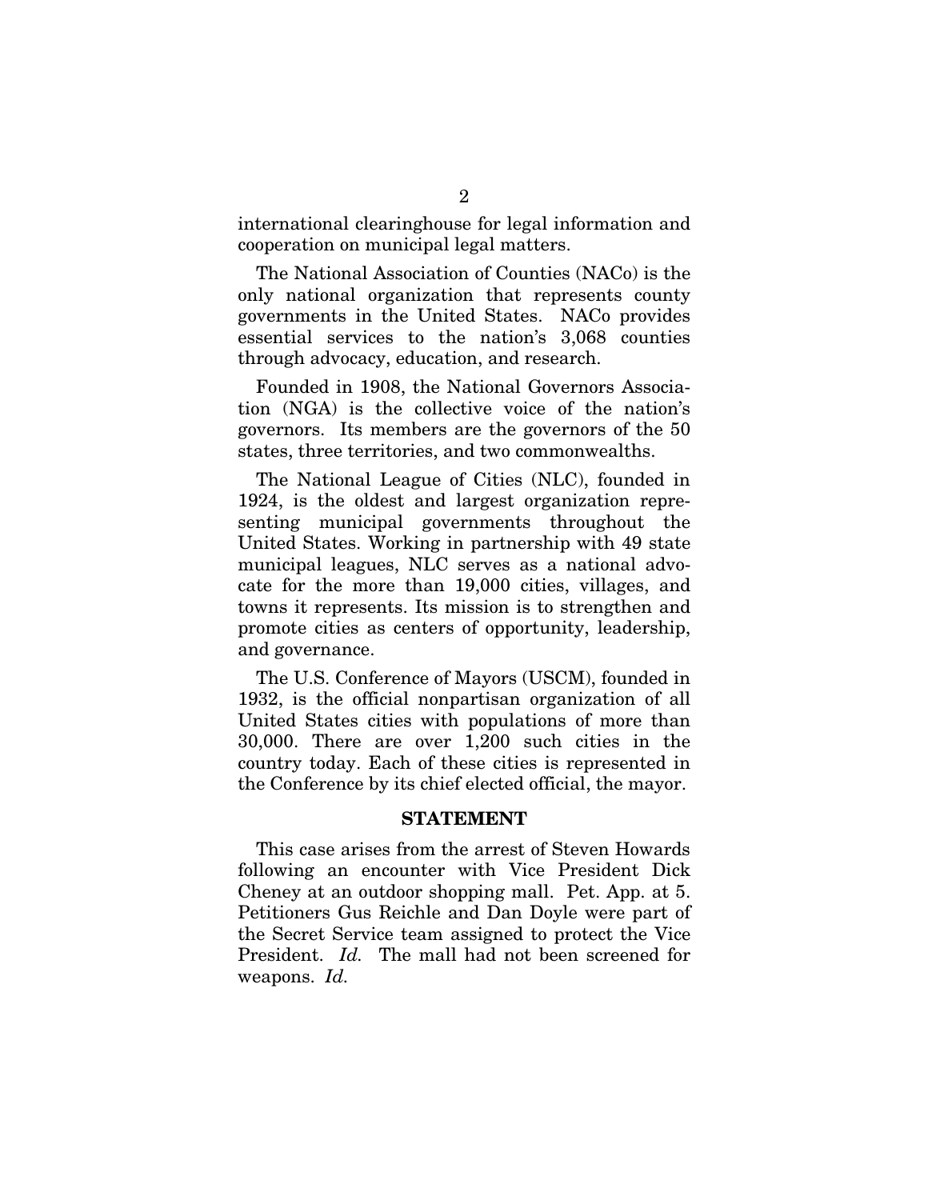international clearinghouse for legal information and cooperation on municipal legal matters.

The National Association of Counties (NACo) is the only national organization that represents county governments in the United States. NACo provides essential services to the nation's 3,068 counties through advocacy, education, and research.

Founded in 1908, the National Governors Association (NGA) is the collective voice of the nation's governors. Its members are the governors of the 50 states, three territories, and two commonwealths.

The National League of Cities (NLC), founded in 1924, is the oldest and largest organization representing municipal governments throughout the United States. Working in partnership with 49 state municipal leagues, NLC serves as a national advocate for the more than 19,000 cities, villages, and towns it represents. Its mission is to strengthen and promote cities as centers of opportunity, leadership, and governance.

The U.S. Conference of Mayors (USCM), founded in 1932, is the official nonpartisan organization of all United States cities with populations of more than 30,000. There are over 1,200 such cities in the country today. Each of these cities is represented in the Conference by its chief elected official, the mayor.

## STATEMENT

This case arises from the arrest of Steven Howards following an encounter with Vice President Dick Cheney at an outdoor shopping mall. Pet. App. at 5. Petitioners Gus Reichle and Dan Doyle were part of the Secret Service team assigned to protect the Vice President. *Id.* The mall had not been screened for weapons. *Id.*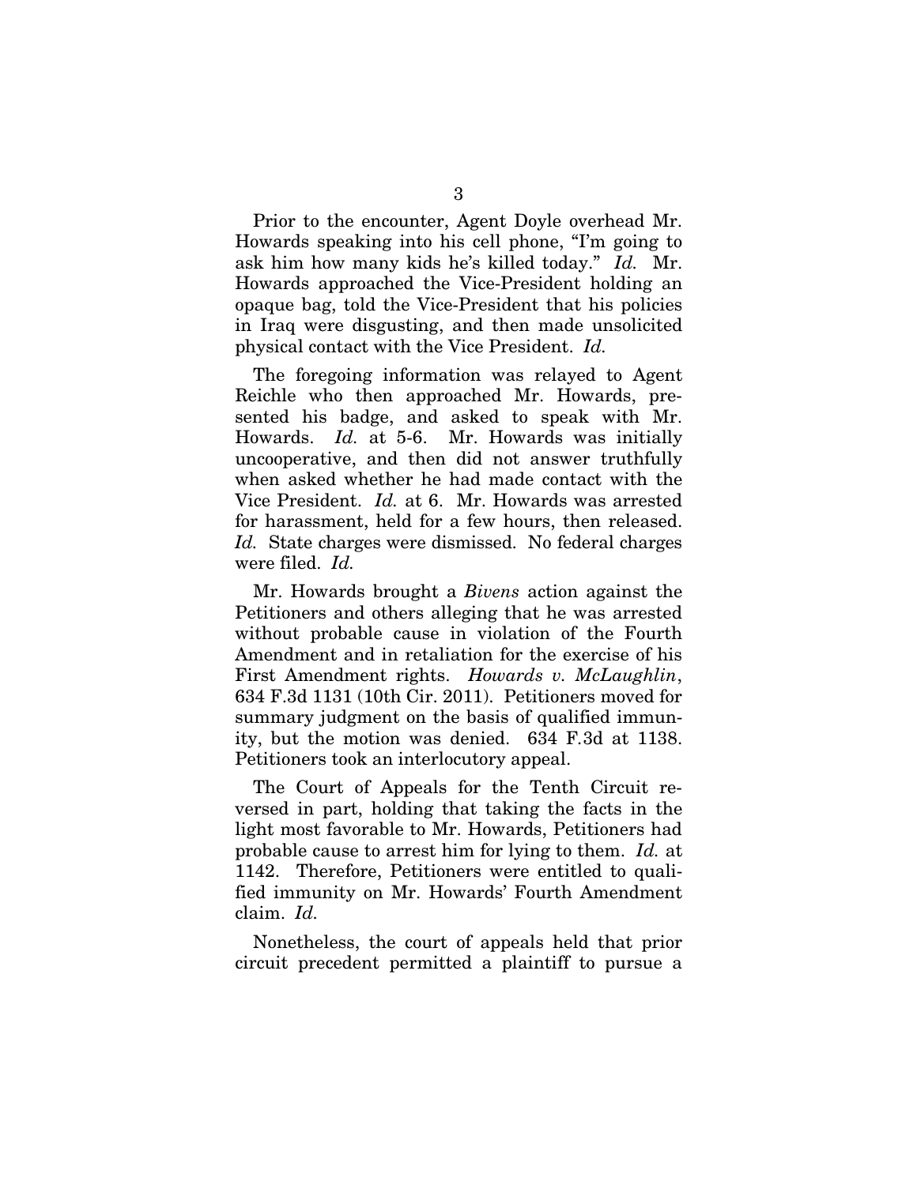Prior to the encounter, Agent Doyle overhead Mr. Howards speaking into his cell phone, "I'm going to ask him how many kids he's killed today." *Id.* Mr. Howards approached the Vice-President holding an opaque bag, told the Vice-President that his policies in Iraq were disgusting, and then made unsolicited physical contact with the Vice President. *Id.*

The foregoing information was relayed to Agent Reichle who then approached Mr. Howards, presented his badge, and asked to speak with Mr. Howards. *Id.* at 5-6. Mr. Howards was initially uncooperative, and then did not answer truthfully when asked whether he had made contact with the Vice President. *Id.* at 6. Mr. Howards was arrested for harassment, held for a few hours, then released. *Id.* State charges were dismissed. No federal charges were filed. *Id.*

Mr. Howards brought a *Bivens* action against the Petitioners and others alleging that he was arrested without probable cause in violation of the Fourth Amendment and in retaliation for the exercise of his First Amendment rights. *Howards v. McLaughlin*, 634 F.3d 1131 (10th Cir. 2011). Petitioners moved for summary judgment on the basis of qualified immunity, but the motion was denied. 634 F.3d at 1138. Petitioners took an interlocutory appeal.

The Court of Appeals for the Tenth Circuit reversed in part, holding that taking the facts in the light most favorable to Mr. Howards, Petitioners had probable cause to arrest him for lying to them. *Id.* at 1142. Therefore, Petitioners were entitled to qualified immunity on Mr. Howards' Fourth Amendment claim. *Id.*

Nonetheless, the court of appeals held that prior circuit precedent permitted a plaintiff to pursue a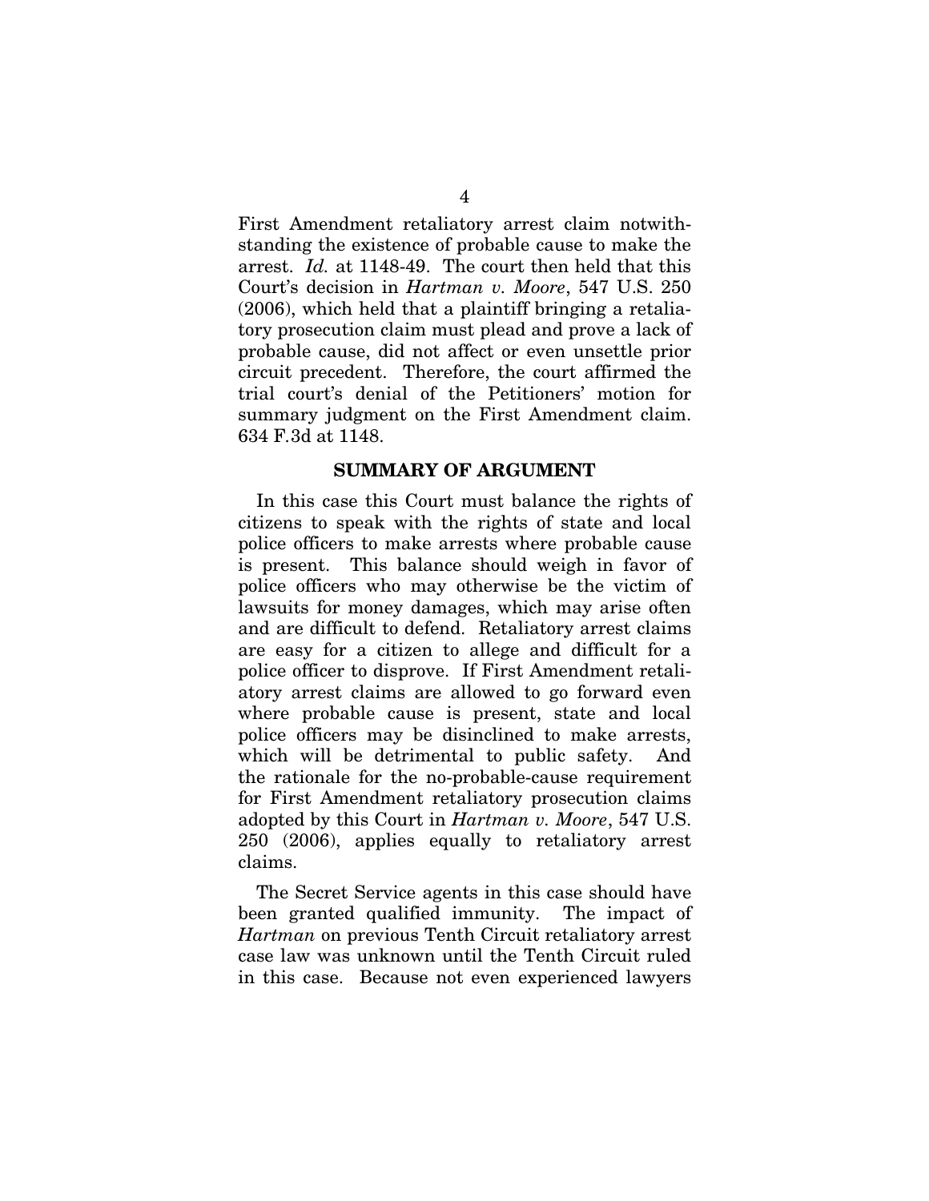First Amendment retaliatory arrest claim notwithstanding the existence of probable cause to make the arrest. *Id.* at 1148-49. The court then held that this Court's decision in *Hartman v. Moore*, 547 U.S. 250 (2006), which held that a plaintiff bringing a retaliatory prosecution claim must plead and prove a lack of probable cause, did not affect or even unsettle prior circuit precedent. Therefore, the court affirmed the trial court's denial of the Petitioners' motion for summary judgment on the First Amendment claim. 634 F.3d at 1148.

## SUMMARY OF ARGUMENT

In this case this Court must balance the rights of citizens to speak with the rights of state and local police officers to make arrests where probable cause is present. This balance should weigh in favor of police officers who may otherwise be the victim of lawsuits for money damages, which may arise often and are difficult to defend. Retaliatory arrest claims are easy for a citizen to allege and difficult for a police officer to disprove. If First Amendment retaliatory arrest claims are allowed to go forward even where probable cause is present, state and local police officers may be disinclined to make arrests, which will be detrimental to public safety. And the rationale for the no-probable-cause requirement for First Amendment retaliatory prosecution claims adopted by this Court in *Hartman v. Moore*, 547 U.S. 250 (2006), applies equally to retaliatory arrest claims.

The Secret Service agents in this case should have been granted qualified immunity. The impact of *Hartman* on previous Tenth Circuit retaliatory arrest case law was unknown until the Tenth Circuit ruled in this case. Because not even experienced lawyers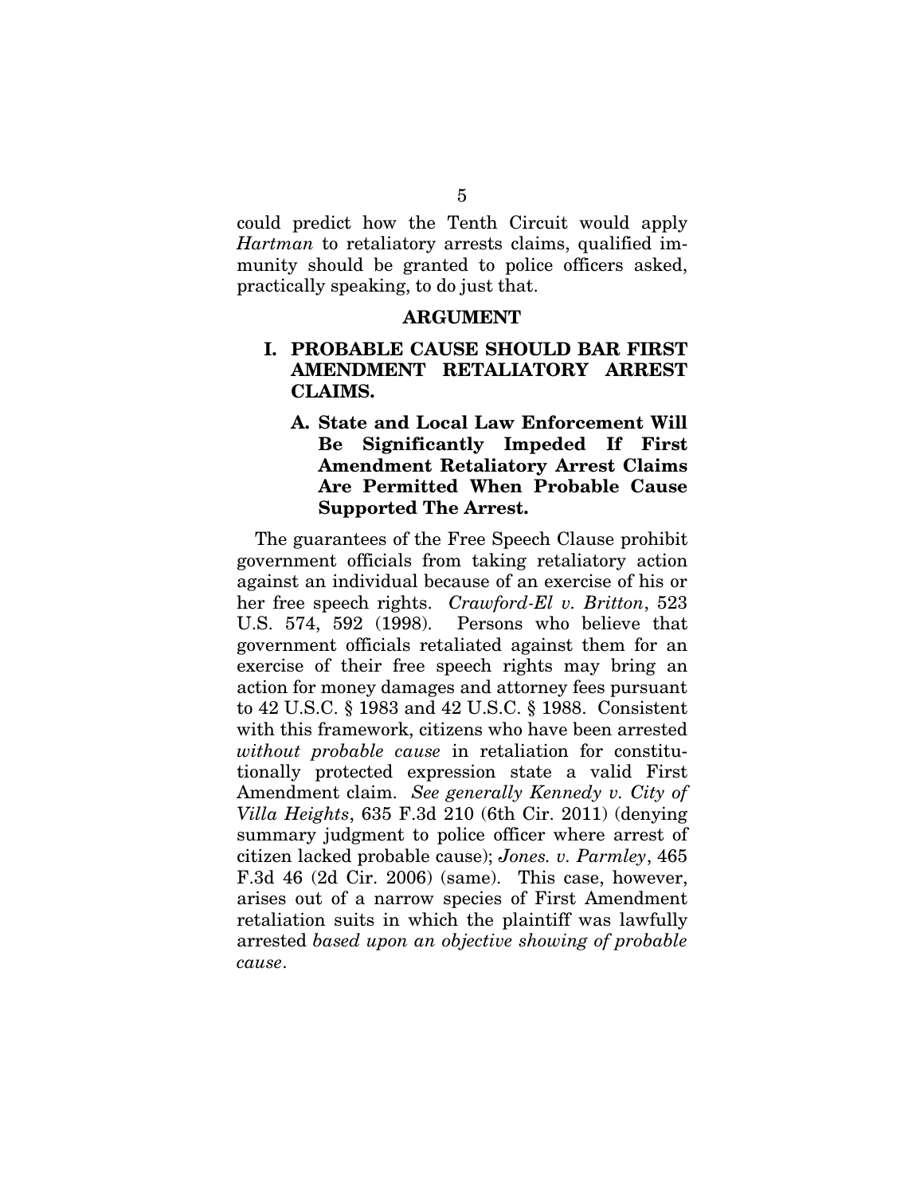could predict how the Tenth Circuit would apply *Hartman* to retaliatory arrests claims, qualified immunity should be granted to police officers asked, practically speaking, to do just that.

## ARGUMENT

### I. PROBABLE CAUSE SHOULD BAR FIRST AMENDMENT RETALIATORY ARREST CLAIMS.

#### A. State and Local Law Enforcement Will Be Significantly Impeded If First Amendment Retaliatory Arrest Claims Are Permitted When Probable Cause Supported The Arrest.

The guarantees of the Free Speech Clause prohibit government officials from taking retaliatory action against an individual because of an exercise of his or her free speech rights. *Crawford-El v. Britton*, 523 U.S. 574, 592 (1998). Persons who believe that government officials retaliated against them for an exercise of their free speech rights may bring an action for money damages and attorney fees pursuant to 42 U.S.C. § 1983 and 42 U.S.C. § 1988. Consistent with this framework, citizens who have been arrested *without probable cause* in retaliation for constitutionally protected expression state a valid First Amendment claim. *See generally Kennedy v. City of Villa Heights*, 635 F.3d 210 (6th Cir. 2011) (denying summary judgment to police officer where arrest of citizen lacked probable cause); *Jones. v. Parmley*, 465 F.3d 46 (2d Cir. 2006) (same). This case, however, arises out of a narrow species of First Amendment retaliation suits in which the plaintiff was lawfully arrested *based upon an objective showing of probable cause*.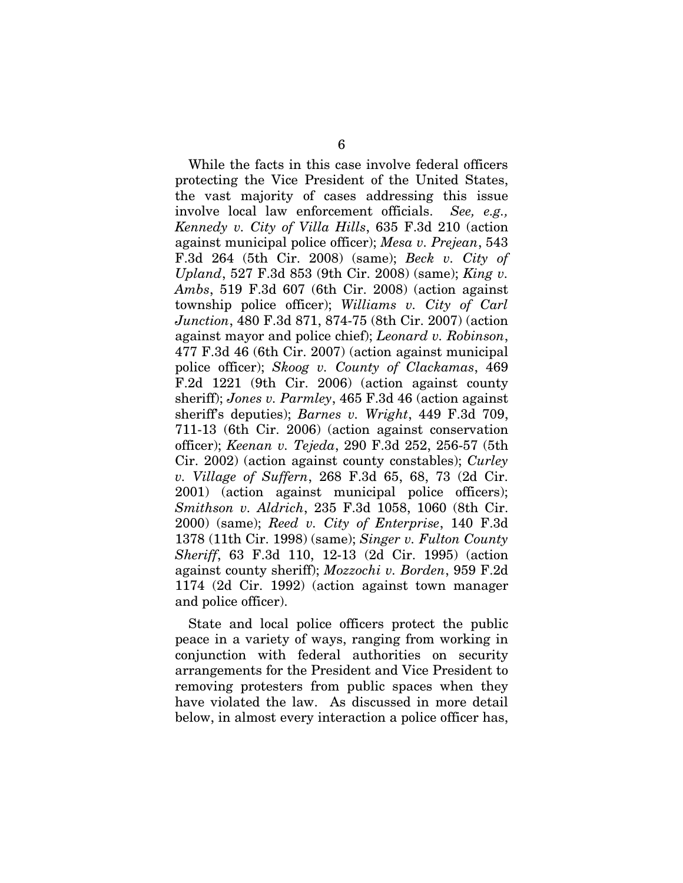While the facts in this case involve federal officers protecting the Vice President of the United States, the vast majority of cases addressing this issue involve local law enforcement officials. *See, e.g., Kennedy v. City of Villa Hills*, 635 F.3d 210 (action against municipal police officer); *Mesa v. Prejean*, 543 F.3d 264 (5th Cir. 2008) (same); *Beck v. City of Upland*, 527 F.3d 853 (9th Cir. 2008) (same); *King v. Ambs*, 519 F.3d 607 (6th Cir. 2008) (action against township police officer); *Williams v. City of Carl Junction*, 480 F.3d 871, 874-75 (8th Cir. 2007) (action against mayor and police chief); *Leonard v. Robinson*, 477 F.3d 46 (6th Cir. 2007) (action against municipal police officer); *Skoog v. County of Clackamas*, 469 F.2d 1221 (9th Cir. 2006) (action against county sheriff); *Jones v. Parmley*, 465 F.3d 46 (action against sheriff's deputies); *Barnes v. Wright*, 449 F.3d 709, 711-13 (6th Cir. 2006) (action against conservation officer); *Keenan v. Tejeda*, 290 F.3d 252, 256-57 (5th Cir. 2002) (action against county constables); *Curley v. Village of Suffern*, 268 F.3d 65, 68, 73 (2d Cir. 2001) (action against municipal police officers); *Smithson v. Aldrich*, 235 F.3d 1058, 1060 (8th Cir. 2000) (same); *Reed v. City of Enterprise*, 140 F.3d 1378 (11th Cir. 1998) (same); *Singer v. Fulton County Sheriff*, 63 F.3d 110, 12-13 (2d Cir. 1995) (action against county sheriff); *Mozzochi v. Borden*, 959 F.2d 1174 (2d Cir. 1992) (action against town manager and police officer).

State and local police officers protect the public peace in a variety of ways, ranging from working in conjunction with federal authorities on security arrangements for the President and Vice President to removing protesters from public spaces when they have violated the law. As discussed in more detail below, in almost every interaction a police officer has,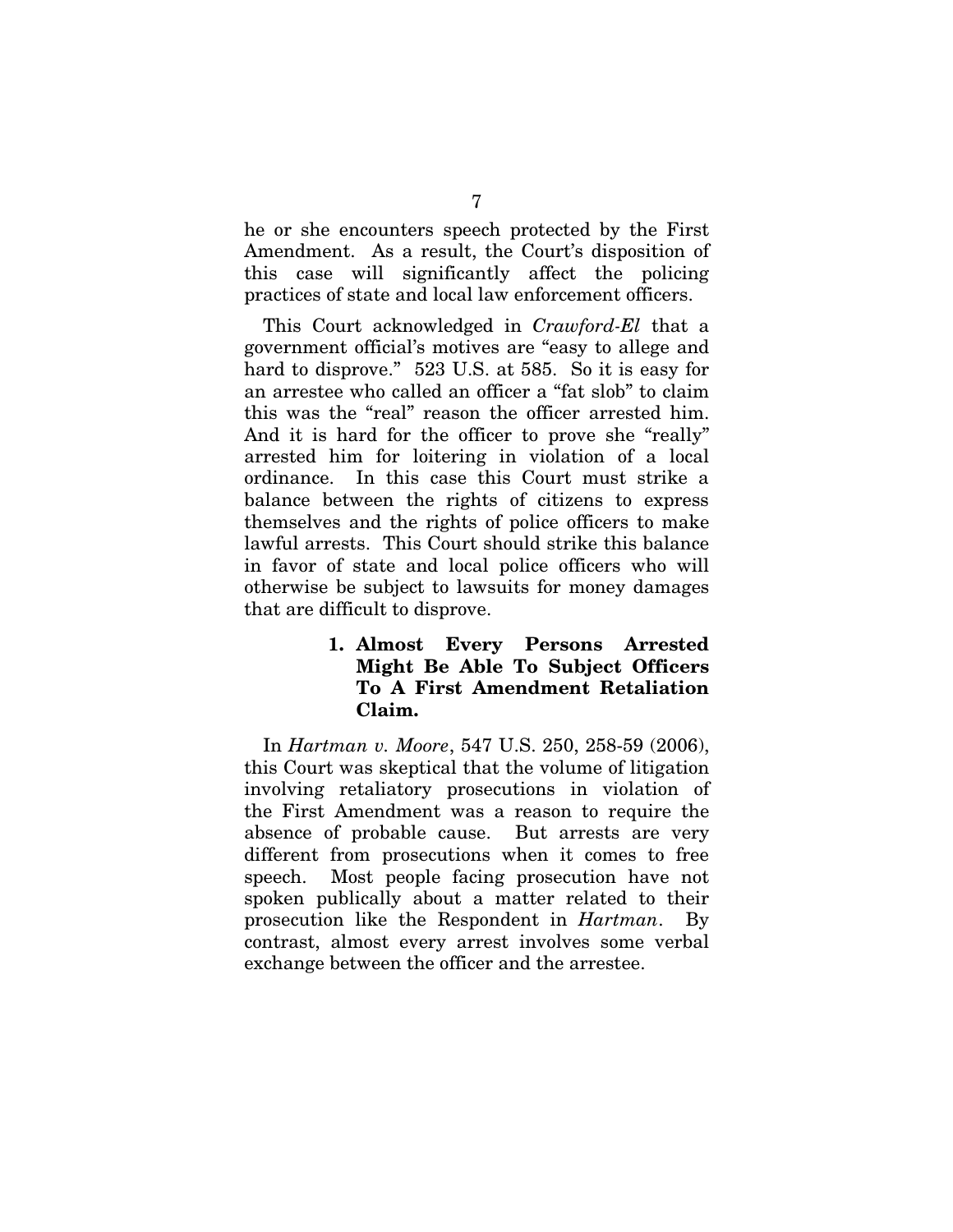he or she encounters speech protected by the First Amendment. As a result, the Court's disposition of this case will significantly affect the policing practices of state and local law enforcement officers.

This Court acknowledged in *Crawford-El* that a government official's motives are "easy to allege and hard to disprove." 523 U.S. at 585. So it is easy for an arrestee who called an officer a "fat slob" to claim this was the "real" reason the officer arrested him. And it is hard for the officer to prove she "really" arrested him for loitering in violation of a local ordinance. In this case this Court must strike a balance between the rights of citizens to express themselves and the rights of police officers to make lawful arrests. This Court should strike this balance in favor of state and local police officers who will otherwise be subject to lawsuits for money damages that are difficult to disprove.

#### 1. Almost Every Persons Arrested Might Be Able To Subject Officers To A First Amendment Retaliation Claim.

In *Hartman v. Moore*, 547 U.S. 250, 258-59 (2006), this Court was skeptical that the volume of litigation involving retaliatory prosecutions in violation of the First Amendment was a reason to require the absence of probable cause. But arrests are very different from prosecutions when it comes to free speech. Most people facing prosecution have not spoken publically about a matter related to their prosecution like the Respondent in *Hartman*. By contrast, almost every arrest involves some verbal exchange between the officer and the arrestee.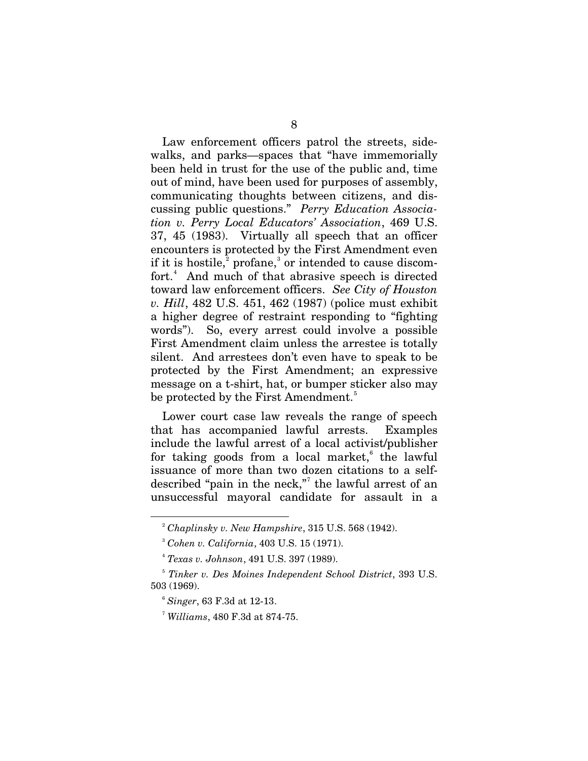Law enforcement officers patrol the streets, sidewalks, and parks—spaces that "have immemorially been held in trust for the use of the public and, time out of mind, have been used for purposes of assembly, communicating thoughts between citizens, and discussing public questions." *Perry Education Association v. Perry Local Educators' Association*, 469 U.S. 37, 45 (1983). Virtually all speech that an officer encounters is protected by the First Amendment even if it is hostile,[2] profane,[3] or intended to cause discomfort.[4] And much of that abrasive speech is directed toward law enforcement officers. *See City of Houston v. Hill*, 482 U.S. 451, 462 (1987) (police must exhibit a higher degree of restraint responding to "fighting words"). So, every arrest could involve a possible First Amendment claim unless the arrestee is totally silent. And arrestees don't even have to speak to be protected by the First Amendment; an expressive message on a t-shirt, hat, or bumper sticker also may be protected by the First Amendment.[5]

Lower court case law reveals the range of speech that has accompanied lawful arrests. Examples include the lawful arrest of a local activist/publisher for taking goods from a local market,[6] the lawful issuance of more than two dozen citations to a self-described "pain in the neck,"[7] the lawful arrest of an unsuccessful mayoral candidate for assault in a

---

[2] *Chaplinsky v. New Hampshire*, 315 U.S. 568 (1942).

[3] *Cohen v. California*, 403 U.S. 15 (1971).

[4] *Texas v. Johnson*, 491 U.S. 397 (1989).

[5] *Tinker v. Des Moines Independent School District*, 393 U.S. 503 (1969).

[6] *Singer*, 63 F.3d at 12-13.

[7] *Williams*, 480 F.3d at 874-75.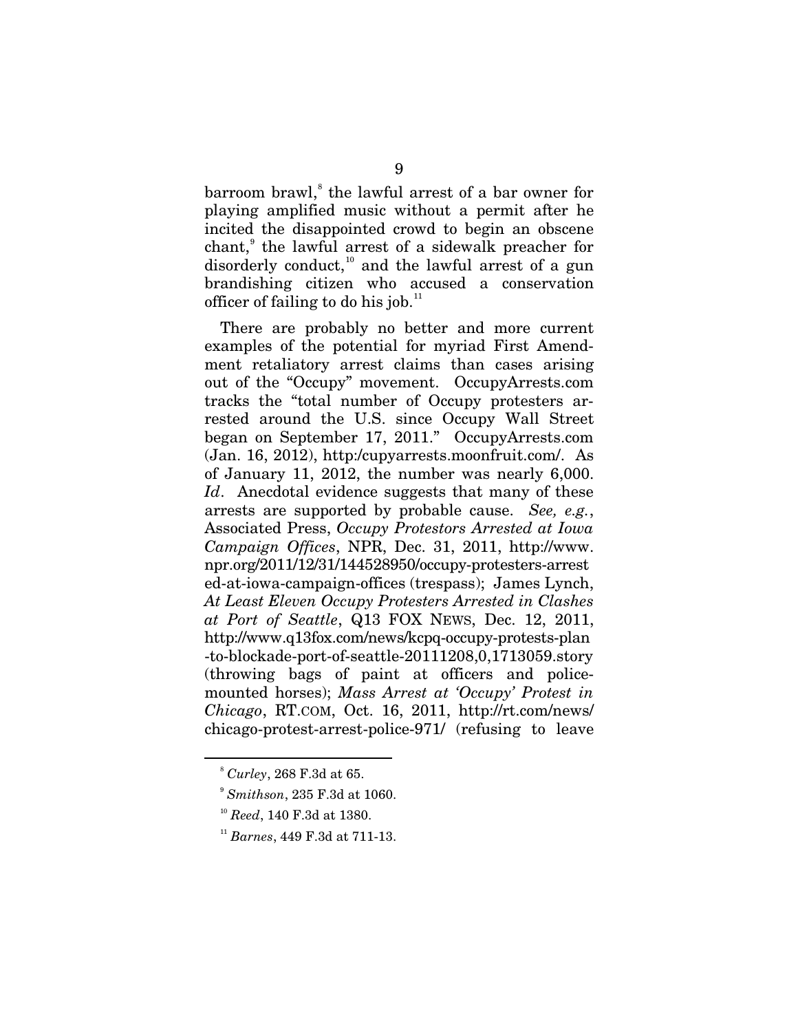barroom brawl,[8] the lawful arrest of a bar owner for playing amplified music without a permit after he incited the disappointed crowd to begin an obscene chant,[9] the lawful arrest of a sidewalk preacher for disorderly conduct,[10] and the lawful arrest of a gun brandishing citizen who accused a conservation officer of failing to do his job.[11]

There are probably no better and more current examples of the potential for myriad First Amendment retaliatory arrest claims than cases arising out of the "Occupy" movement. OccupyArrests.com tracks the "total number of Occupy protesters arrested around the U.S. since Occupy Wall Street began on September 17, 2011." OccupyArrests.com (Jan. 16, 2012), http:/cupyarrests.moonfruit.com/. As of January 11, 2012, the number was nearly 6,000. *Id*. Anecdotal evidence suggests that many of these arrests are supported by probable cause. *See, e.g.*, Associated Press, *Occupy Protestors Arrested at Iowa Campaign Offices*, NPR, Dec. 31, 2011, http://www.npr.org/2011/12/31/144528950/occupy-protesters-arrested-at-iowa-campaign-offices (trespass); James Lynch, *At Least Eleven Occupy Protesters Arrested in Clashes at Port of Seattle*, Q13 FOX NEWS, Dec. 12, 2011, http://www.q13fox.com/news/kcpq-occupy-protests-plan-to-blockade-port-of-seattle-20111208,0,1713059.story (throwing bags of paint at officers and police-mounted horses); *Mass Arrest at 'Occupy' Protest in Chicago*, RT.COM, Oct. 16, 2011, http://rt.com/news/chicago-protest-arrest-police-971/ (refusing to leave

---

[8] *Curley*, 268 F.3d at 65.

[9] *Smithson*, 235 F.3d at 1060.

[10] *Reed*, 140 F.3d at 1380.

[11] *Barnes*, 449 F.3d at 711-13.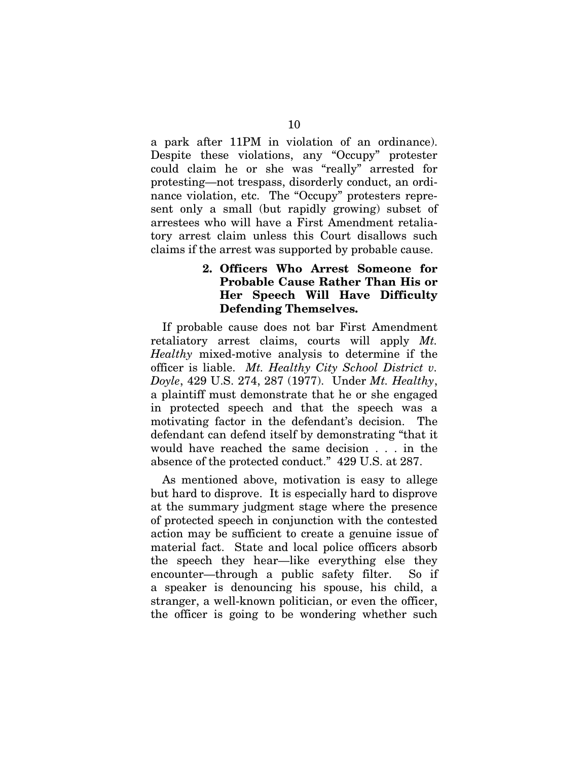a park after 11PM in violation of an ordinance). Despite these violations, any "Occupy" protester could claim he or she was "really" arrested for protesting—not trespass, disorderly conduct, an ordinance violation, etc. The "Occupy" protesters represent only a small (but rapidly growing) subset of arrestees who will have a First Amendment retaliatory arrest claim unless this Court disallows such claims if the arrest was supported by probable cause.

#### 2. Officers Who Arrest Someone for Probable Cause Rather Than His or Her Speech Will Have Difficulty Defending Themselves.

If probable cause does not bar First Amendment retaliatory arrest claims, courts will apply *Mt. Healthy* mixed-motive analysis to determine if the officer is liable. *Mt. Healthy City School District v. Doyle*, 429 U.S. 274, 287 (1977). Under *Mt. Healthy*, a plaintiff must demonstrate that he or she engaged in protected speech and that the speech was a motivating factor in the defendant's decision. The defendant can defend itself by demonstrating "that it would have reached the same decision . . . in the absence of the protected conduct." 429 U.S. at 287.

As mentioned above, motivation is easy to allege but hard to disprove. It is especially hard to disprove at the summary judgment stage where the presence of protected speech in conjunction with the contested action may be sufficient to create a genuine issue of material fact. State and local police officers absorb the speech they hear—like everything else they encounter—through a public safety filter. So if a speaker is denouncing his spouse, his child, a stranger, a well-known politician, or even the officer, the officer is going to be wondering whether such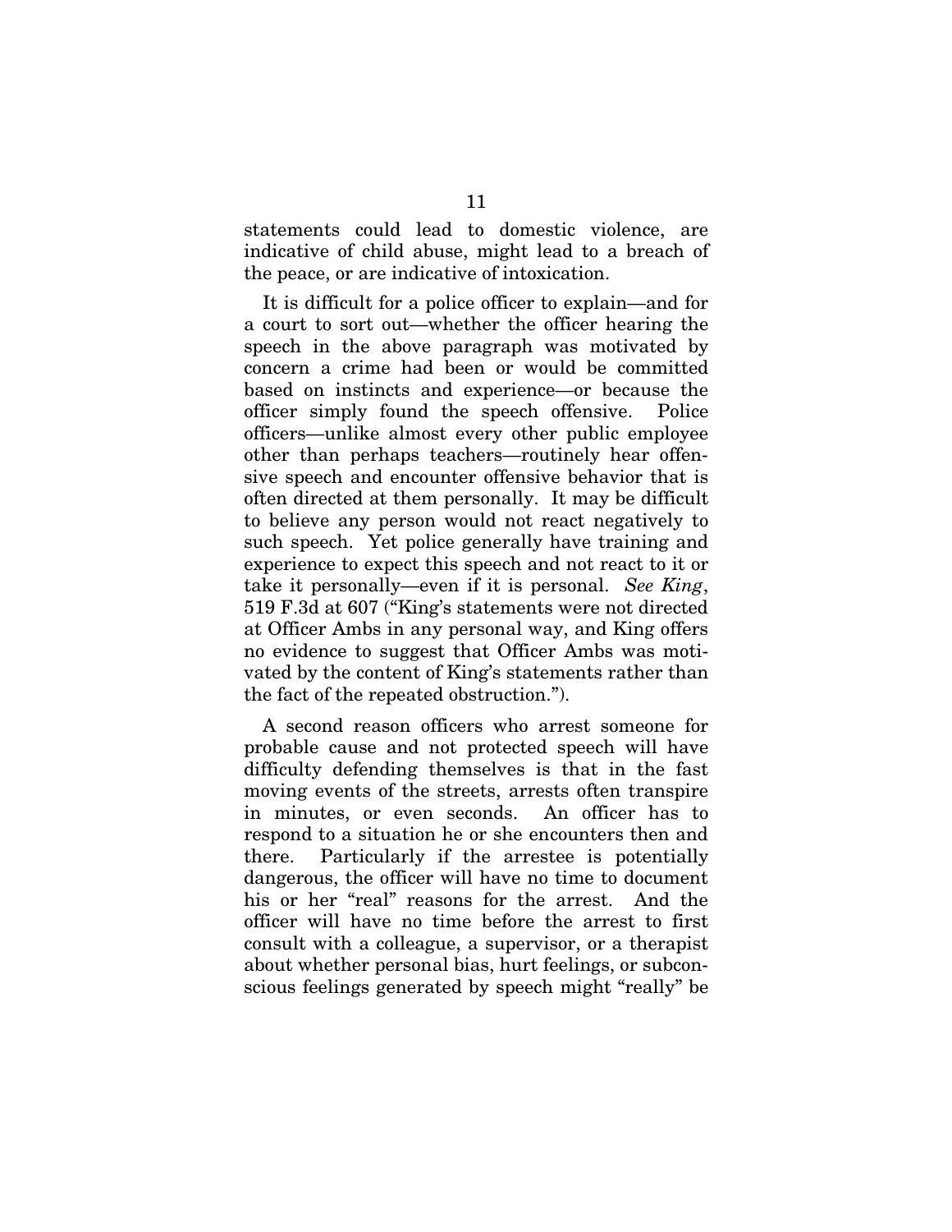statements could lead to domestic violence, are indicative of child abuse, might lead to a breach of the peace, or are indicative of intoxication.

It is difficult for a police officer to explain—and for a court to sort out—whether the officer hearing the speech in the above paragraph was motivated by concern a crime had been or would be committed based on instincts and experience—or because the officer simply found the speech offensive. Police officers—unlike almost every other public employee other than perhaps teachers—routinely hear offensive speech and encounter offensive behavior that is often directed at them personally. It may be difficult to believe any person would not react negatively to such speech. Yet police generally have training and experience to expect this speech and not react to it or take it personally—even if it is personal. *See King*, 519 F.3d at 607 ("King's statements were not directed at Officer Ambs in any personal way, and King offers no evidence to suggest that Officer Ambs was motivated by the content of King's statements rather than the fact of the repeated obstruction.").

A second reason officers who arrest someone for probable cause and not protected speech will have difficulty defending themselves is that in the fast moving events of the streets, arrests often transpire in minutes, or even seconds. An officer has to respond to a situation he or she encounters then and there. Particularly if the arrestee is potentially dangerous, the officer will have no time to document his or her "real" reasons for the arrest. And the officer will have no time before the arrest to first consult with a colleague, a supervisor, or a therapist about whether personal bias, hurt feelings, or subconscious feelings generated by speech might "really" be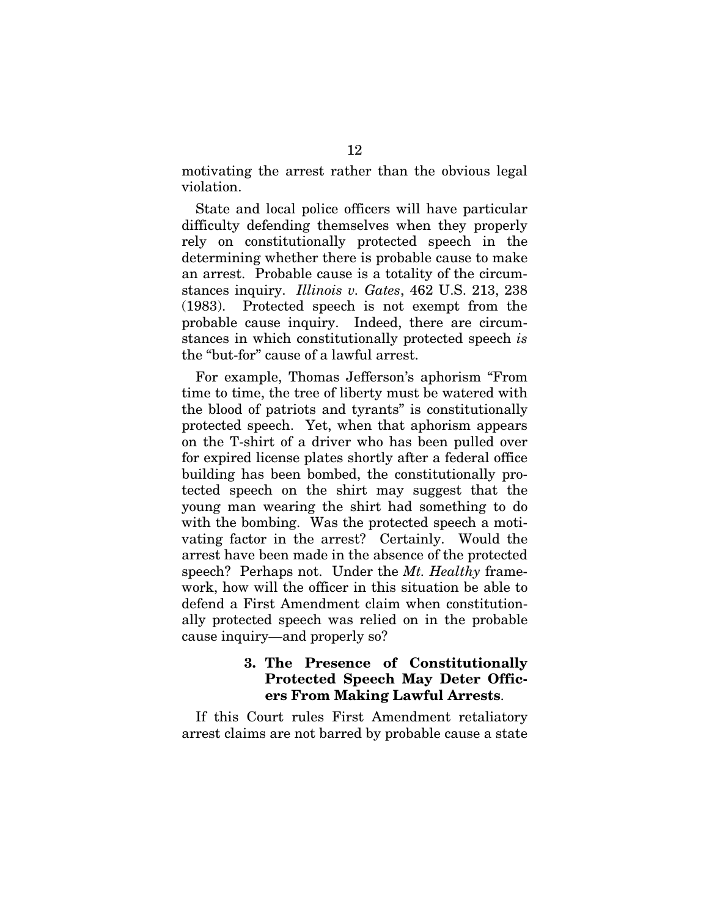motivating the arrest rather than the obvious legal violation.

State and local police officers will have particular difficulty defending themselves when they properly rely on constitutionally protected speech in the determining whether there is probable cause to make an arrest. Probable cause is a totality of the circumstances inquiry. *Illinois v. Gates*, 462 U.S. 213, 238 (1983). Protected speech is not exempt from the probable cause inquiry. Indeed, there are circumstances in which constitutionally protected speech *is* the "but-for" cause of a lawful arrest.

For example, Thomas Jefferson's aphorism "From time to time, the tree of liberty must be watered with the blood of patriots and tyrants" is constitutionally protected speech. Yet, when that aphorism appears on the T-shirt of a driver who has been pulled over for expired license plates shortly after a federal office building has been bombed, the constitutionally protected speech on the shirt may suggest that the young man wearing the shirt had something to do with the bombing. Was the protected speech a motivating factor in the arrest? Certainly. Would the arrest have been made in the absence of the protected speech? Perhaps not. Under the *Mt. Healthy* framework, how will the officer in this situation be able to defend a First Amendment claim when constitutionally protected speech was relied on in the probable cause inquiry—and properly so?

### 3. The Presence of Constitutionally Protected Speech May Deter Officers From Making Lawful Arrests.

If this Court rules First Amendment retaliatory arrest claims are not barred by probable cause a state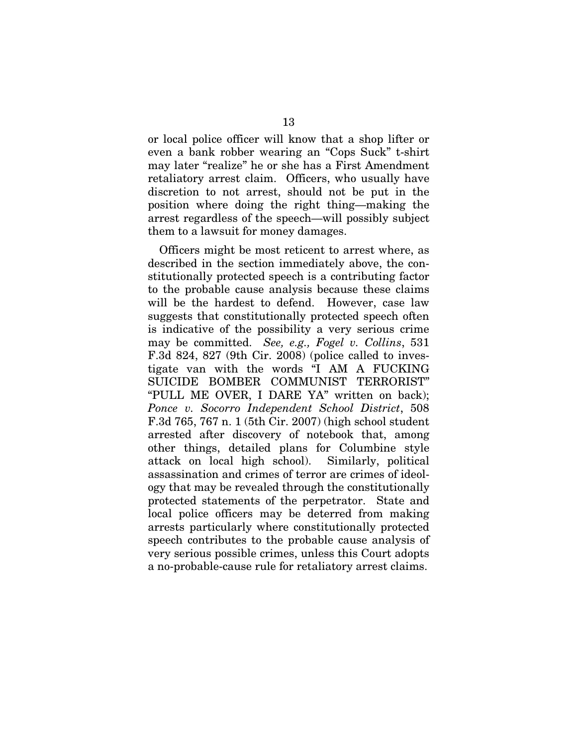or local police officer will know that a shop lifter or even a bank robber wearing an "Cops Suck" t-shirt may later "realize" he or she has a First Amendment retaliatory arrest claim. Officers, who usually have discretion to not arrest, should not be put in the position where doing the right thing—making the arrest regardless of the speech—will possibly subject them to a lawsuit for money damages.

Officers might be most reticent to arrest where, as described in the section immediately above, the constitutionally protected speech is a contributing factor to the probable cause analysis because these claims will be the hardest to defend. However, case law suggests that constitutionally protected speech often is indicative of the possibility a very serious crime may be committed. *See, e.g., Fogel v. Collins*, 531 F.3d 824, 827 (9th Cir. 2008) (police called to investigate van with the words "I AM A FUCKING SUICIDE BOMBER COMMUNIST TERRORIST" "PULL ME OVER, I DARE YA" written on back); *Ponce v. Socorro Independent School District*, 508 F.3d 765, 767 n. 1 (5th Cir. 2007) (high school student arrested after discovery of notebook that, among other things, detailed plans for Columbine style attack on local high school). Similarly, political assassination and crimes of terror are crimes of ideology that may be revealed through the constitutionally protected statements of the perpetrator. State and local police officers may be deterred from making arrests particularly where constitutionally protected speech contributes to the probable cause analysis of very serious possible crimes, unless this Court adopts a no-probable-cause rule for retaliatory arrest claims.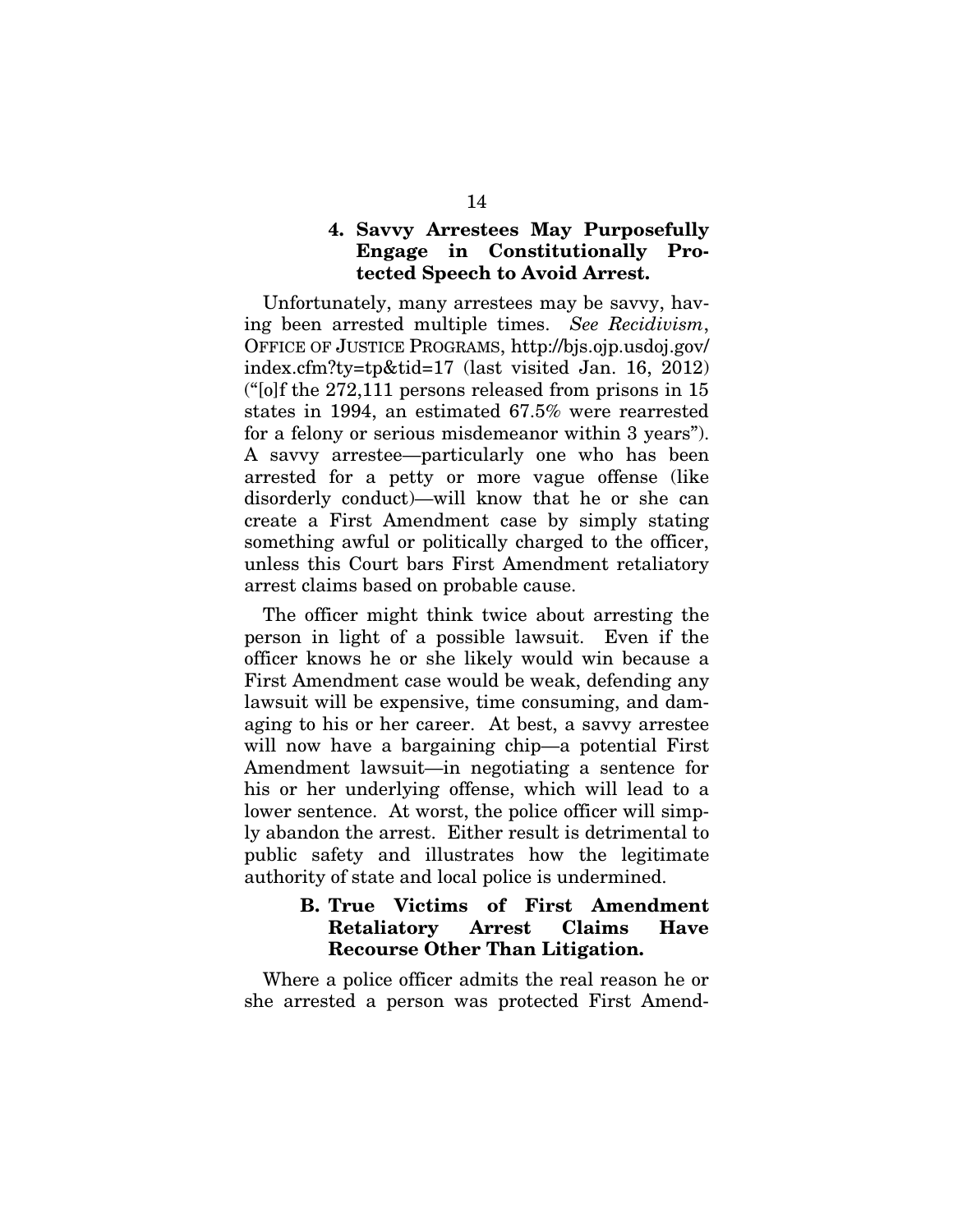#### 4. Savvy Arrestees May Purposefully Engage in Constitutionally Protected Speech to Avoid Arrest.

Unfortunately, many arrestees may be savvy, having been arrested multiple times. *See Recidivism*, OFFICE OF JUSTICE PROGRAMS, http://bjs.ojp.usdoj.gov/index.cfm?ty=tp&tid=17 (last visited Jan. 16, 2012) ("[o]f the 272,111 persons released from prisons in 15 states in 1994, an estimated 67.5% were rearrested for a felony or serious misdemeanor within 3 years"). A savvy arrestee—particularly one who has been arrested for a petty or more vague offense (like disorderly conduct)—will know that he or she can create a First Amendment case by simply stating something awful or politically charged to the officer, unless this Court bars First Amendment retaliatory arrest claims based on probable cause.

The officer might think twice about arresting the person in light of a possible lawsuit. Even if the officer knows he or she likely would win because a First Amendment case would be weak, defending any lawsuit will be expensive, time consuming, and damaging to his or her career. At best, a savvy arrestee will now have a bargaining chip—a potential First Amendment lawsuit—in negotiating a sentence for his or her underlying offense, which will lead to a lower sentence. At worst, the police officer will simply abandon the arrest. Either result is detrimental to public safety and illustrates how the legitimate authority of state and local police is undermined.

### B. True Victims of First Amendment Retaliatory Arrest Claims Have Recourse Other Than Litigation.

Where a police officer admits the real reason he or she arrested a person was protected First Amend-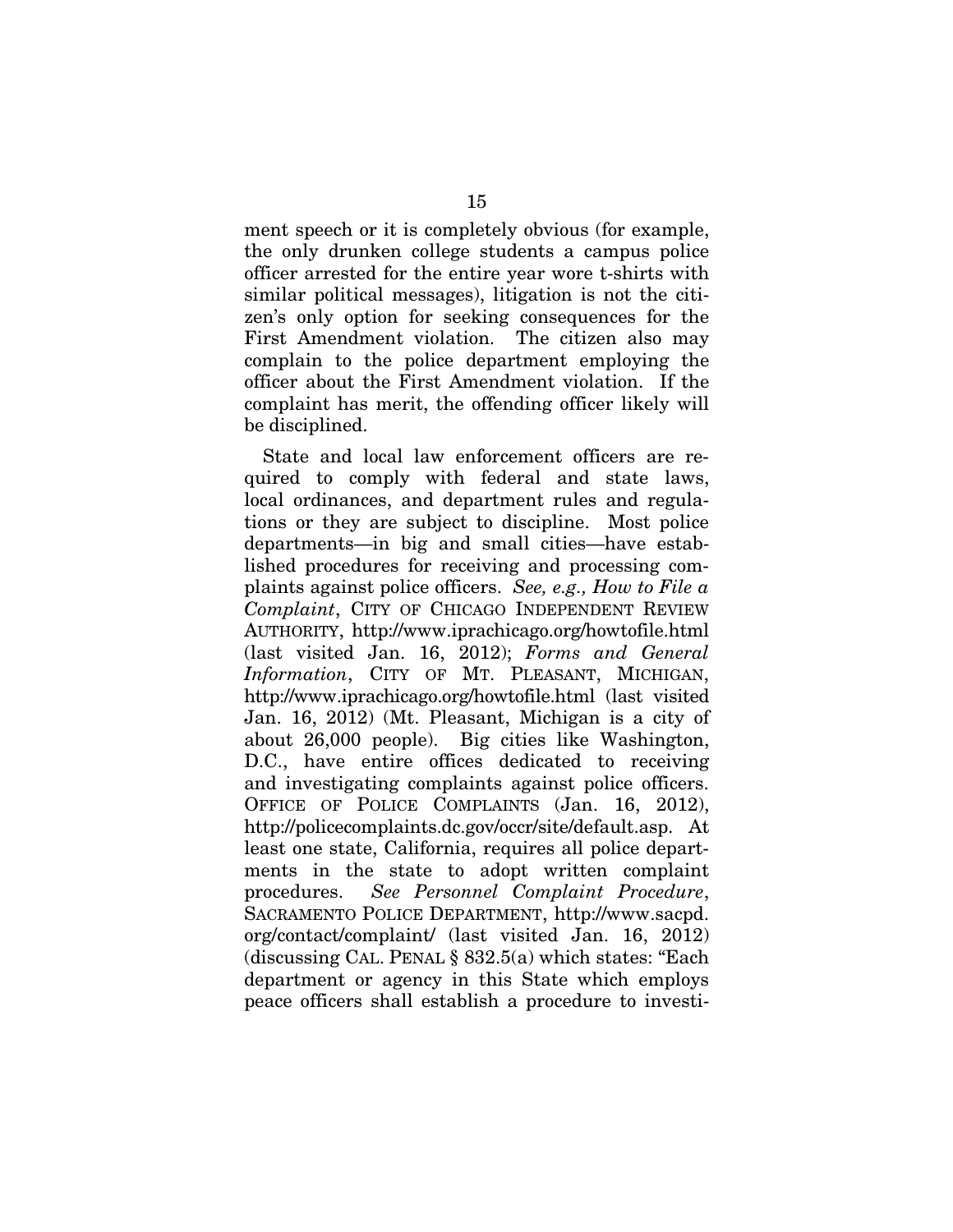ment speech or it is completely obvious (for example, the only drunken college students a campus police officer arrested for the entire year wore t-shirts with similar political messages), litigation is not the citizen's only option for seeking consequences for the First Amendment violation. The citizen also may complain to the police department employing the officer about the First Amendment violation. If the complaint has merit, the offending officer likely will be disciplined.

State and local law enforcement officers are required to comply with federal and state laws, local ordinances, and department rules and regulations or they are subject to discipline. Most police departments—in big and small cities—have established procedures for receiving and processing complaints against police officers. *See, e.g., How to File a Complaint*, CITY OF CHICAGO INDEPENDENT REVIEW AUTHORITY, http://www.iprachicago.org/howtofile.html (last visited Jan. 16, 2012); *Forms and General Information*, CITY OF MT. PLEASANT, MICHIGAN, http://www.iprachicago.org/howtofile.html (last visited Jan. 16, 2012) (Mt. Pleasant, Michigan is a city of about 26,000 people). Big cities like Washington, D.C., have entire offices dedicated to receiving and investigating complaints against police officers. OFFICE OF POLICE COMPLAINTS (Jan. 16, 2012), http://policecomplaints.dc.gov/occr/site/default.asp. At least one state, California, requires all police departments in the state to adopt written complaint procedures. *See Personnel Complaint Procedure*, SACRAMENTO POLICE DEPARTMENT, http://www.sacpd.org/contact/complaint/ (last visited Jan. 16, 2012) (discussing CAL. PENAL § 832.5(a) which states: "Each department or agency in this State which employs peace officers shall establish a procedure to investi-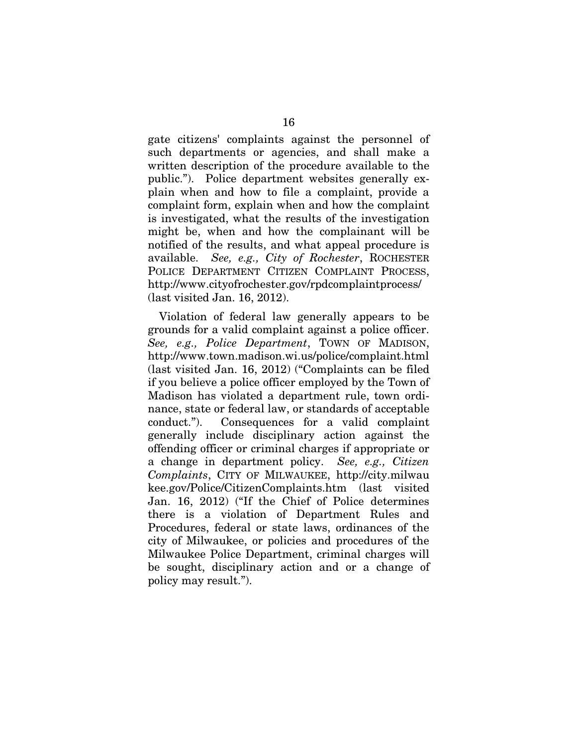gate citizens' complaints against the personnel of such departments or agencies, and shall make a written description of the procedure available to the public."). Police department websites generally explain when and how to file a complaint, provide a complaint form, explain when and how the complaint is investigated, what the results of the investigation might be, when and how the complainant will be notified of the results, and what appeal procedure is available. *See, e.g., City of Rochester*, ROCHESTER POLICE DEPARTMENT CITIZEN COMPLAINT PROCESS, http://www.cityofrochester.gov/rpdcomplaintprocess/ (last visited Jan. 16, 2012).

Violation of federal law generally appears to be grounds for a valid complaint against a police officer. *See, e.g., Police Department*, TOWN OF MADISON, http://www.town.madison.wi.us/police/complaint.html (last visited Jan. 16, 2012) ("Complaints can be filed if you believe a police officer employed by the Town of Madison has violated a department rule, town ordinance, state or federal law, or standards of acceptable conduct."). Consequences for a valid complaint generally include disciplinary action against the offending officer or criminal charges if appropriate or a change in department policy. *See, e.g., Citizen Complaints*, CITY OF MILWAUKEE, http://city.milwaukee.gov/Police/CitizenComplaints.htm (last visited Jan. 16, 2012) ("If the Chief of Police determines there is a violation of Department Rules and Procedures, federal or state laws, ordinances of the city of Milwaukee, or policies and procedures of the Milwaukee Police Department, criminal charges will be sought, disciplinary action and or a change of policy may result.").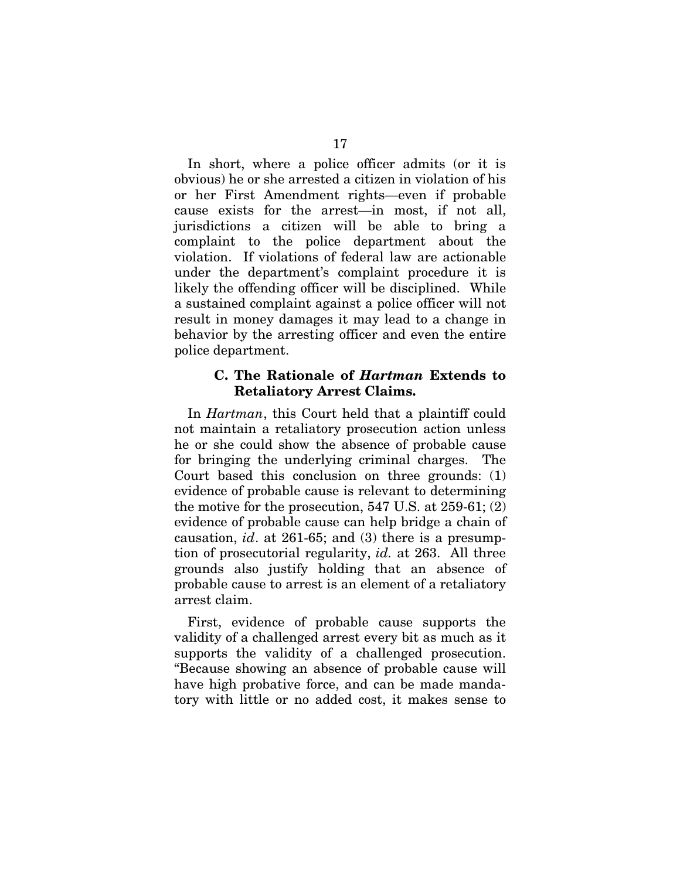In short, where a police officer admits (or it is obvious) he or she arrested a citizen in violation of his or her First Amendment rights—even if probable cause exists for the arrest—in most, if not all, jurisdictions a citizen will be able to bring a complaint to the police department about the violation. If violations of federal law are actionable under the department's complaint procedure it is likely the offending officer will be disciplined. While a sustained complaint against a police officer will not result in money damages it may lead to a change in behavior by the arresting officer and even the entire police department.

### C. The Rationale of *Hartman* Extends to Retaliatory Arrest Claims.

In *Hartman*, this Court held that a plaintiff could not maintain a retaliatory prosecution action unless he or she could show the absence of probable cause for bringing the underlying criminal charges. The Court based this conclusion on three grounds: (1) evidence of probable cause is relevant to determining the motive for the prosecution, 547 U.S. at 259-61; (2) evidence of probable cause can help bridge a chain of causation, *id*. at 261-65; and (3) there is a presumption of prosecutorial regularity, *id.* at 263. All three grounds also justify holding that an absence of probable cause to arrest is an element of a retaliatory arrest claim.

First, evidence of probable cause supports the validity of a challenged arrest every bit as much as it supports the validity of a challenged prosecution. "Because showing an absence of probable cause will have high probative force, and can be made mandatory with little or no added cost, it makes sense to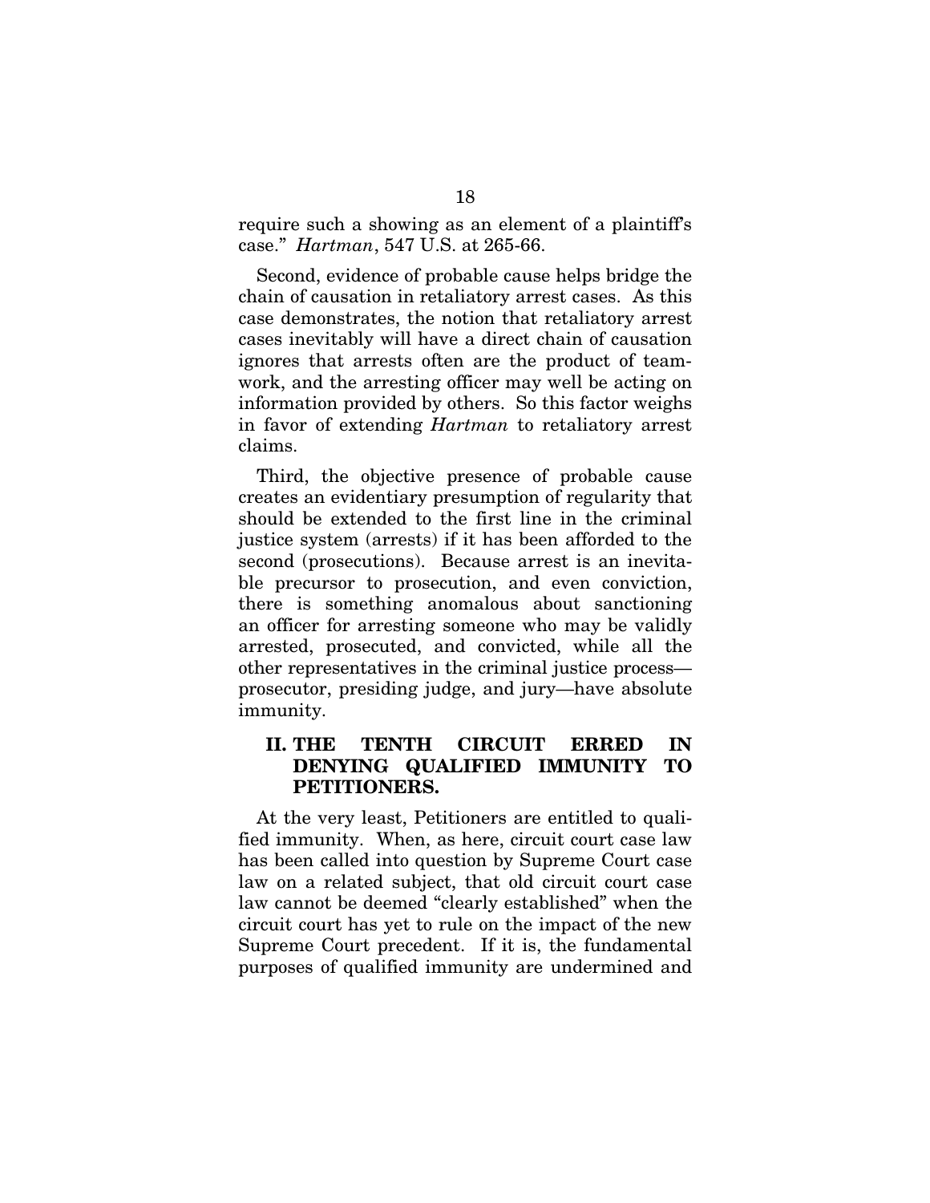require such a showing as an element of a plaintiff's case." *Hartman*, 547 U.S. at 265-66.

Second, evidence of probable cause helps bridge the chain of causation in retaliatory arrest cases. As this case demonstrates, the notion that retaliatory arrest cases inevitably will have a direct chain of causation ignores that arrests often are the product of teamwork, and the arresting officer may well be acting on information provided by others. So this factor weighs in favor of extending *Hartman* to retaliatory arrest claims.

Third, the objective presence of probable cause creates an evidentiary presumption of regularity that should be extended to the first line in the criminal justice system (arrests) if it has been afforded to the second (prosecutions). Because arrest is an inevitable precursor to prosecution, and even conviction, there is something anomalous about sanctioning an officer for arresting someone who may be validly arrested, prosecuted, and convicted, while all the other representatives in the criminal justice process—prosecutor, presiding judge, and jury—have absolute immunity.

## II. THE TENTH CIRCUIT ERRED IN DENYING QUALIFIED IMMUNITY TO PETITIONERS.

At the very least, Petitioners are entitled to qualified immunity. When, as here, circuit court case law has been called into question by Supreme Court case law on a related subject, that old circuit court case law cannot be deemed "clearly established" when the circuit court has yet to rule on the impact of the new Supreme Court precedent. If it is, the fundamental purposes of qualified immunity are undermined and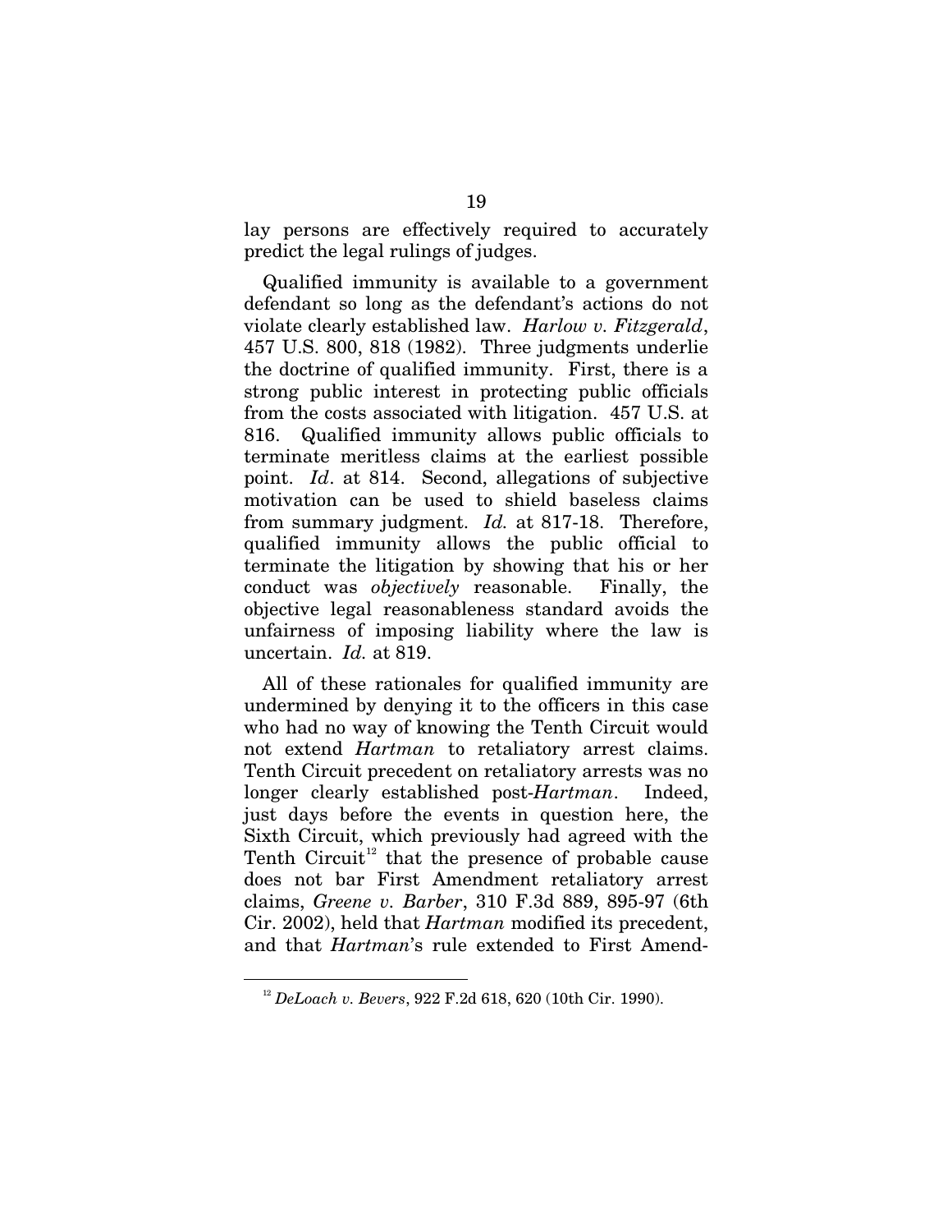lay persons are effectively required to accurately predict the legal rulings of judges.

Qualified immunity is available to a government defendant so long as the defendant's actions do not violate clearly established law. *Harlow v. Fitzgerald*, 457 U.S. 800, 818 (1982). Three judgments underlie the doctrine of qualified immunity. First, there is a strong public interest in protecting public officials from the costs associated with litigation. 457 U.S. at 816. Qualified immunity allows public officials to terminate meritless claims at the earliest possible point. *Id*. at 814. Second, allegations of subjective motivation can be used to shield baseless claims from summary judgment. *Id.* at 817-18. Therefore, qualified immunity allows the public official to terminate the litigation by showing that his or her conduct was *objectively* reasonable. Finally, the objective legal reasonableness standard avoids the unfairness of imposing liability where the law is uncertain. *Id.* at 819.

All of these rationales for qualified immunity are undermined by denying it to the officers in this case who had no way of knowing the Tenth Circuit would not extend *Hartman* to retaliatory arrest claims. Tenth Circuit precedent on retaliatory arrests was no longer clearly established post-*Hartman*. Indeed, just days before the events in question here, the Sixth Circuit, which previously had agreed with the Tenth Circuit[12] that the presence of probable cause does not bar First Amendment retaliatory arrest claims, *Greene v. Barber*, 310 F.3d 889, 895-97 (6th Cir. 2002), held that *Hartman* modified its precedent, and that *Hartman*'s rule extended to First Amend-

[12] *DeLoach v. Bevers*, 922 F.2d 618, 620 (10th Cir. 1990).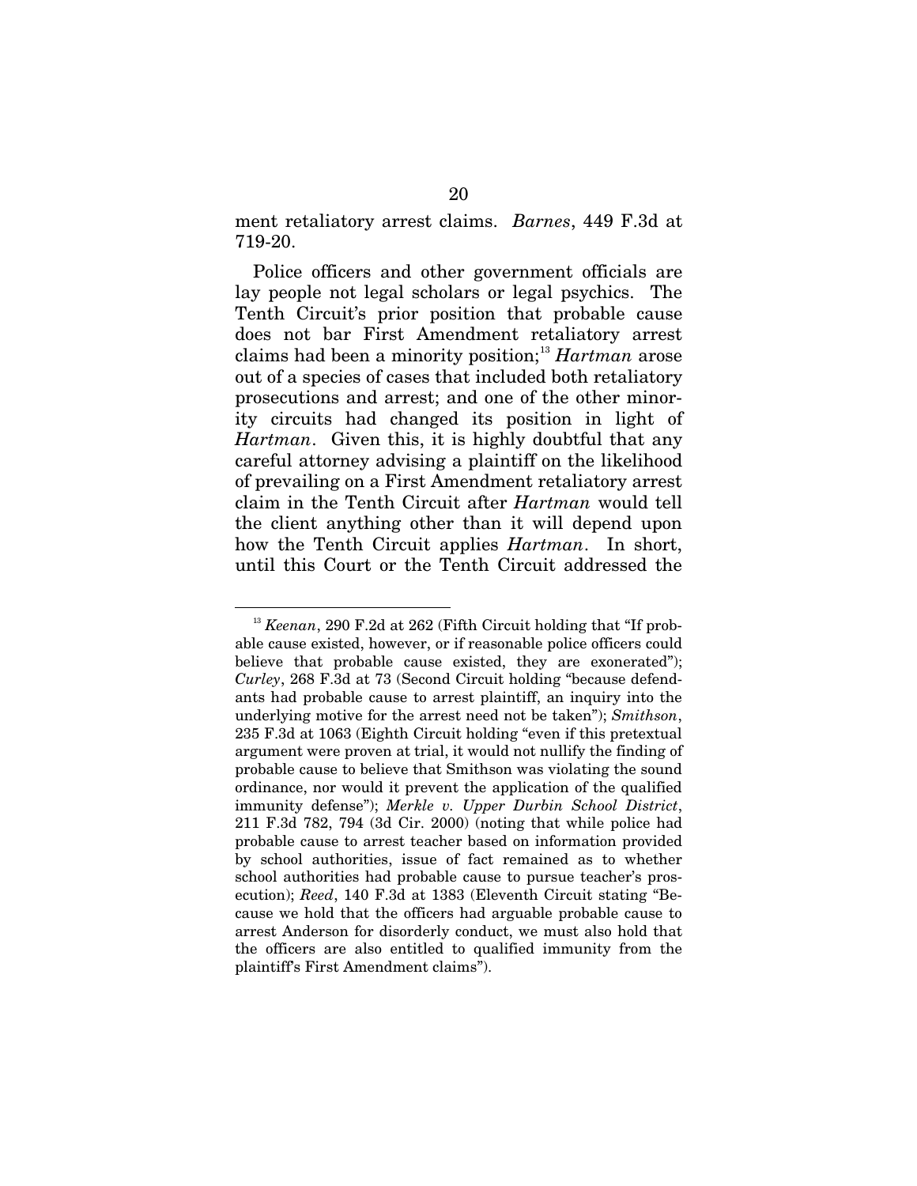ment retaliatory arrest claims. *Barnes*, 449 F.3d at 719-20.

Police officers and other government officials are lay people not legal scholars or legal psychics. The Tenth Circuit's prior position that probable cause does not bar First Amendment retaliatory arrest claims had been a minority position;[13] *Hartman* arose out of a species of cases that included both retaliatory prosecutions and arrest; and one of the other minority circuits had changed its position in light of *Hartman*. Given this, it is highly doubtful that any careful attorney advising a plaintiff on the likelihood of prevailing on a First Amendment retaliatory arrest claim in the Tenth Circuit after *Hartman* would tell the client anything other than it will depend upon how the Tenth Circuit applies *Hartman*. In short, until this Court or the Tenth Circuit addressed the

---

[13] *Keenan*, 290 F.2d at 262 (Fifth Circuit holding that "If probable cause existed, however, or if reasonable police officers could believe that probable cause existed, they are exonerated"); *Curley*, 268 F.3d at 73 (Second Circuit holding "because defendants had probable cause to arrest plaintiff, an inquiry into the underlying motive for the arrest need not be taken"); *Smithson*, 235 F.3d at 1063 (Eighth Circuit holding "even if this pretextual argument were proven at trial, it would not nullify the finding of probable cause to believe that Smithson was violating the sound ordinance, nor would it prevent the application of the qualified immunity defense"); *Merkle v. Upper Durbin School District*, 211 F.3d 782, 794 (3d Cir. 2000) (noting that while police had probable cause to arrest teacher based on information provided by school authorities, issue of fact remained as to whether school authorities had probable cause to pursue teacher's prosecution); *Reed*, 140 F.3d at 1383 (Eleventh Circuit stating "Because we hold that the officers had arguable probable cause to arrest Anderson for disorderly conduct, we must also hold that the officers are also entitled to qualified immunity from the plaintiff's First Amendment claims").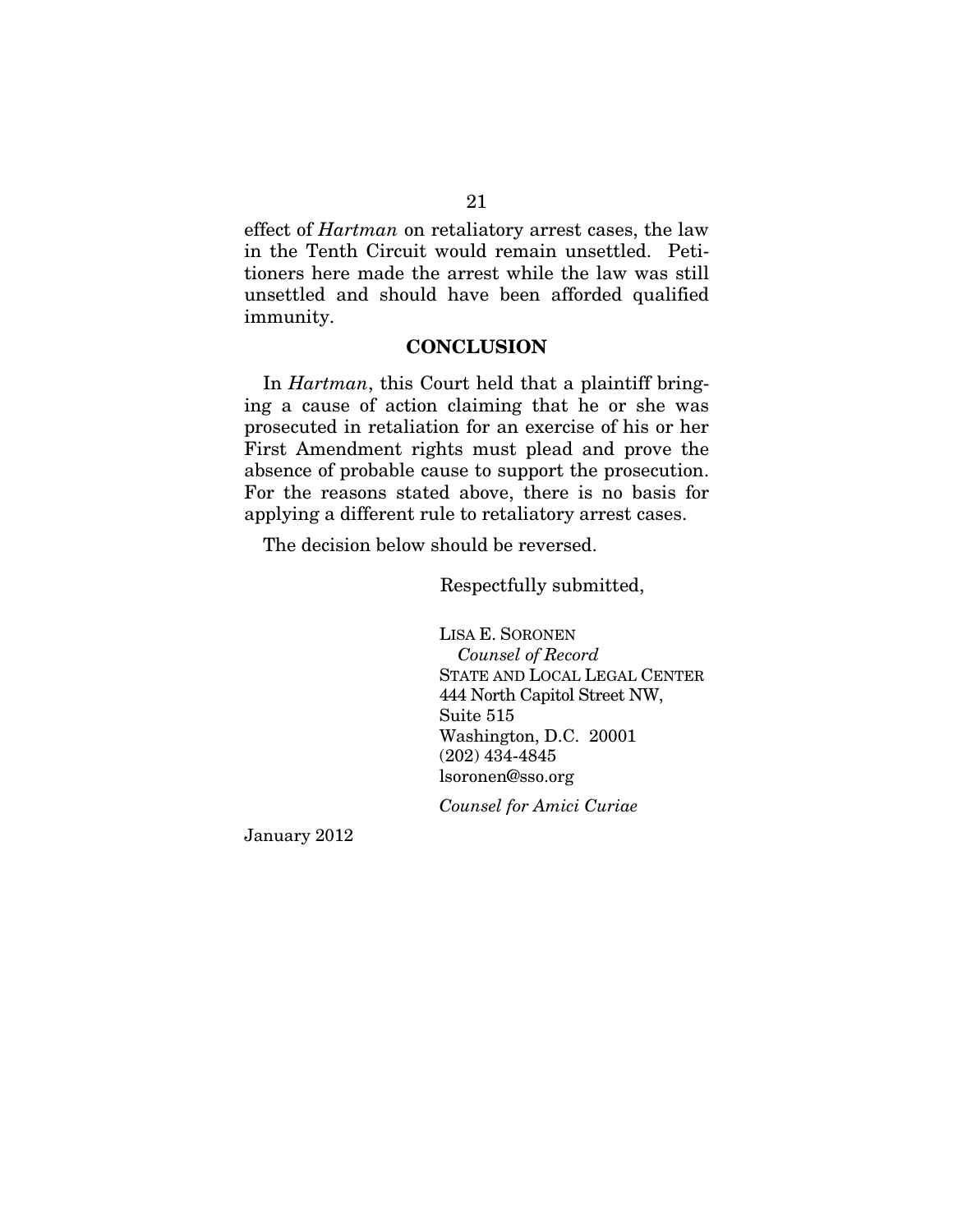effect of *Hartman* on retaliatory arrest cases, the law in the Tenth Circuit would remain unsettled. Petitioners here made the arrest while the law was still unsettled and should have been afforded qualified immunity.

## CONCLUSION

In *Hartman*, this Court held that a plaintiff bringing a cause of action claiming that he or she was prosecuted in retaliation for an exercise of his or her First Amendment rights must plead and prove the absence of probable cause to support the prosecution. For the reasons stated above, there is no basis for applying a different rule to retaliatory arrest cases.

The decision below should be reversed.

Respectfully submitted,

LISA E. SORONEN
*Counsel of Record*
STATE AND LOCAL LEGAL CENTER
444 North Capitol Street NW,
Suite 515
Washington, D.C. 20001
(202) 434-4845
lsoronen@sso.org

*Counsel for Amici Curiae*

January 2012